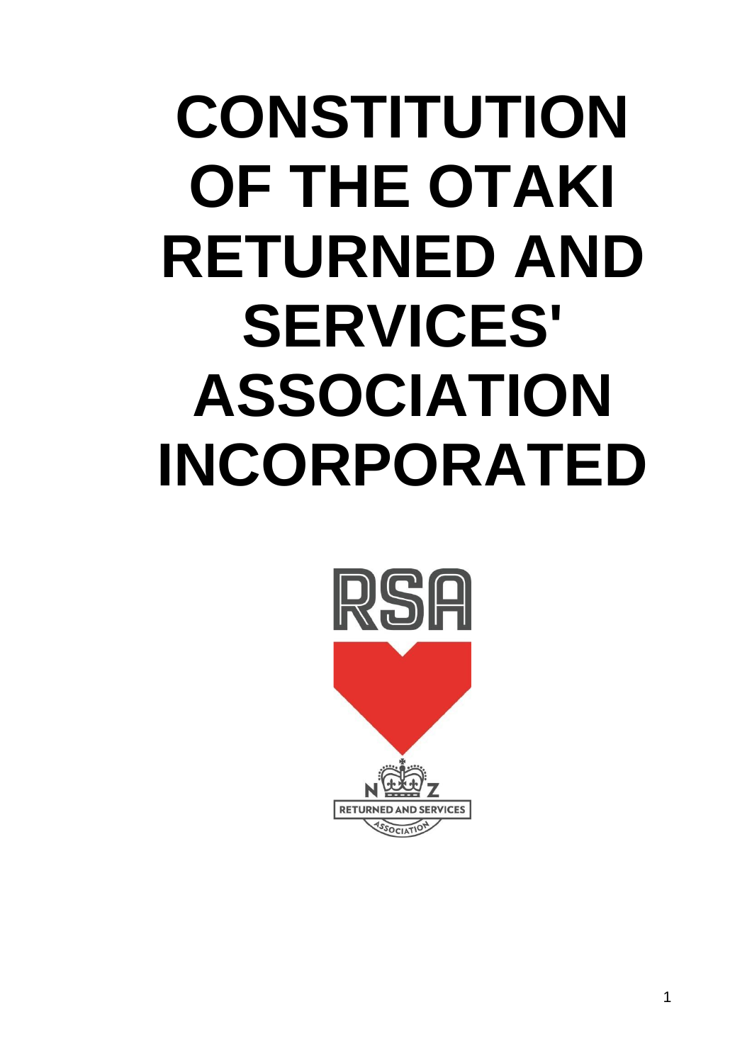# CONSTITUTION OF THE OTAKI RETURNED AND SERVICES' ASSOCIATION INCORPORATED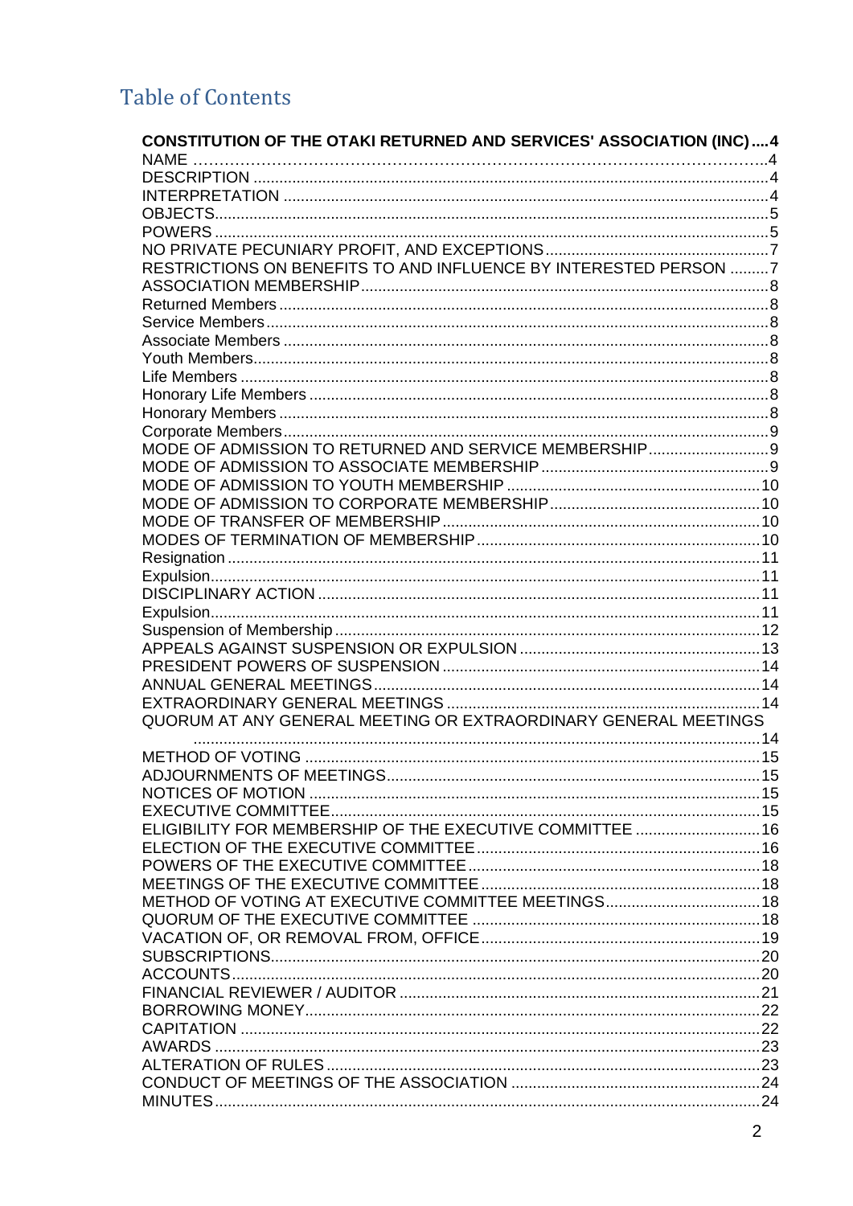# Table of Contents

**CONSTITUTION OF THE OTAKI RETURNED AND SERVICES' ASSOCIATION (INC) .... 4**

NAME ........ 4
DESCRIPTION ........ 4
INTERPRETATION ........ 4
OBJECTS ........ 5
POWERS ........ 5
NO PRIVATE PECUNIARY PROFIT, AND EXCEPTIONS ........ 7
RESTRICTIONS ON BENEFITS TO AND INFLUENCE BY INTERESTED PERSON ........ 7
ASSOCIATION MEMBERSHIP ........ 8
Returned Members ........ 8
Service Members ........ 8
Associate Members ........ 8
Youth Members ........ 8
Life Members ........ 8
Honorary Life Members ........ 8
Honorary Members ........ 8
Corporate Members ........ 9
MODE OF ADMISSION TO RETURNED AND SERVICE MEMBERSHIP ........ 9
MODE OF ADMISSION TO ASSOCIATE MEMBERSHIP ........ 9
MODE OF ADMISSION TO YOUTH MEMBERSHIP ........ 10
MODE OF ADMISSION TO CORPORATE MEMBERSHIP ........ 10
MODE OF TRANSFER OF MEMBERSHIP ........ 10
MODES OF TERMINATION OF MEMBERSHIP ........ 10
Resignation ........ 11
Expulsion ........ 11
DISCIPLINARY ACTION ........ 11
Expulsion ........ 11
Suspension of Membership ........ 12
APPEALS AGAINST SUSPENSION OR EXPULSION ........ 13
PRESIDENT POWERS OF SUSPENSION ........ 14
ANNUAL GENERAL MEETINGS ........ 14
EXTRAORDINARY GENERAL MEETINGS ........ 14
QUORUM AT ANY GENERAL MEETING OR EXTRAORDINARY GENERAL MEETINGS ........ 14
METHOD OF VOTING ........ 15
ADJOURNMENTS OF MEETINGS ........ 15
NOTICES OF MOTION ........ 15
EXECUTIVE COMMITTEE ........ 15
ELIGIBILITY FOR MEMBERSHIP OF THE EXECUTIVE COMMITTEE ........ 16
ELECTION OF THE EXECUTIVE COMMITTEE ........ 16
POWERS OF THE EXECUTIVE COMMITTEE ........ 18
MEETINGS OF THE EXECUTIVE COMMITTEE ........ 18
METHOD OF VOTING AT EXECUTIVE COMMITTEE MEETINGS ........ 18
QUORUM OF THE EXECUTIVE COMMITTEE ........ 18
VACATION OF, OR REMOVAL FROM, OFFICE ........ 19
SUBSCRIPTIONS ........ 20
ACCOUNTS ........ 20
FINANCIAL REVIEWER / AUDITOR ........ 21
BORROWING MONEY ........ 22
CAPITATION ........ 22
AWARDS ........ 23
ALTERATION OF RULES ........ 23
CONDUCT OF MEETINGS OF THE ASSOCIATION ........ 24
MINUTES ........ 24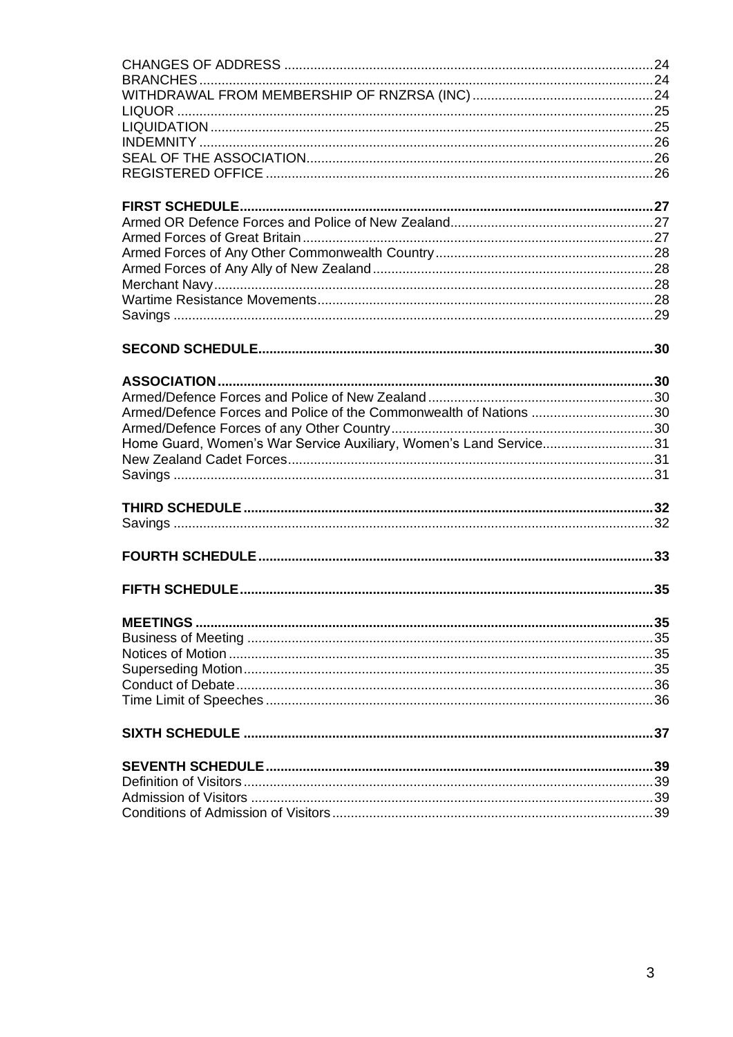CHANGES OF ADDRESS ........................................................................................ 24
BRANCHES .......................................................................................................... 24
WITHDRAWAL FROM MEMBERSHIP OF RNZRSA (INC) .................................. 24
LIQUOR ............................................................................................................... 25
LIQUIDATION ...................................................................................................... 25
INDEMNITY ......................................................................................................... 26
SEAL OF THE ASSOCIATION ............................................................................. 26
REGISTERED OFFICE ........................................................................................ 26

**FIRST SCHEDULE .............................................................................................. 27**
Armed OR Defence Forces and Police of New Zealand ........................................ 27
Armed Forces of Great Britain .............................................................................. 27
Armed Forces of Any Other Commonwealth Country ........................................... 28
Armed Forces of Any Ally of New Zealand ............................................................ 28
Merchant Navy ...................................................................................................... 28
Wartime Resistance Movements ........................................................................... 28
Savings ................................................................................................................. 29

**SECOND SCHEDULE .......................................................................................... 30**

**ASSOCIATION ..................................................................................................... 30**
Armed/Defence Forces and Police of New Zealand ............................................. 30
Armed/Defence Forces and Police of the Commonwealth of Nations ................... 30
Armed/Defence Forces of any Other Country ....................................................... 30
Home Guard, Women's War Service Auxiliary, Women's Land Service ................ 31
New Zealand Cadet Forces ................................................................................... 31
Savings ................................................................................................................. 31

**THIRD SCHEDULE .............................................................................................. 32**
Savings ................................................................................................................. 32

**FOURTH SCHEDULE .......................................................................................... 33**

**FIFTH SCHEDULE ............................................................................................... 35**

**MEETINGS ........................................................................................................... 35**
Business of Meeting .............................................................................................. 35
Notices of Motion ................................................................................................... 35
Superseding Motion ............................................................................................... 35
Conduct of Debate ................................................................................................. 36
Time Limit of Speeches .......................................................................................... 36

**SIXTH SCHEDULE .............................................................................................. 37**

**SEVENTH SCHEDULE ........................................................................................ 39**
Definition of Visitors ............................................................................................... 39
Admission of Visitors .............................................................................................. 39
Conditions of Admission of Visitors ........................................................................ 39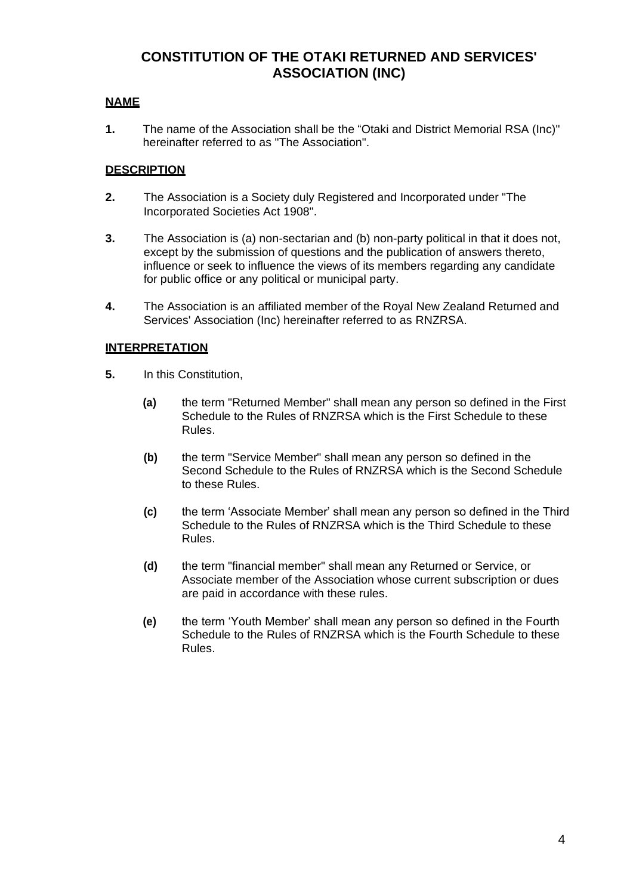# CONSTITUTION OF THE OTAKI RETURNED AND SERVICES' ASSOCIATION (INC)

## NAME

**1.** The name of the Association shall be the "Otaki and District Memorial RSA (Inc)" hereinafter referred to as "The Association".

## DESCRIPTION

**2.** The Association is a Society duly Registered and Incorporated under "The Incorporated Societies Act 1908".

**3.** The Association is (a) non-sectarian and (b) non-party political in that it does not, except by the submission of questions and the publication of answers thereto, influence or seek to influence the views of its members regarding any candidate for public office or any political or municipal party.

**4.** The Association is an affiliated member of the Royal New Zealand Returned and Services' Association (Inc) hereinafter referred to as RNZRSA.

## INTERPRETATION

**5.** In this Constitution,

- **(a)** the term "Returned Member" shall mean any person so defined in the First Schedule to the Rules of RNZRSA which is the First Schedule to these Rules.
- **(b)** the term "Service Member" shall mean any person so defined in the Second Schedule to the Rules of RNZRSA which is the Second Schedule to these Rules.
- **(c)** the term 'Associate Member' shall mean any person so defined in the Third Schedule to the Rules of RNZRSA which is the Third Schedule to these Rules.
- **(d)** the term "financial member" shall mean any Returned or Service, or Associate member of the Association whose current subscription or dues are paid in accordance with these rules.
- **(e)** the term 'Youth Member' shall mean any person so defined in the Fourth Schedule to the Rules of RNZRSA which is the Fourth Schedule to these Rules.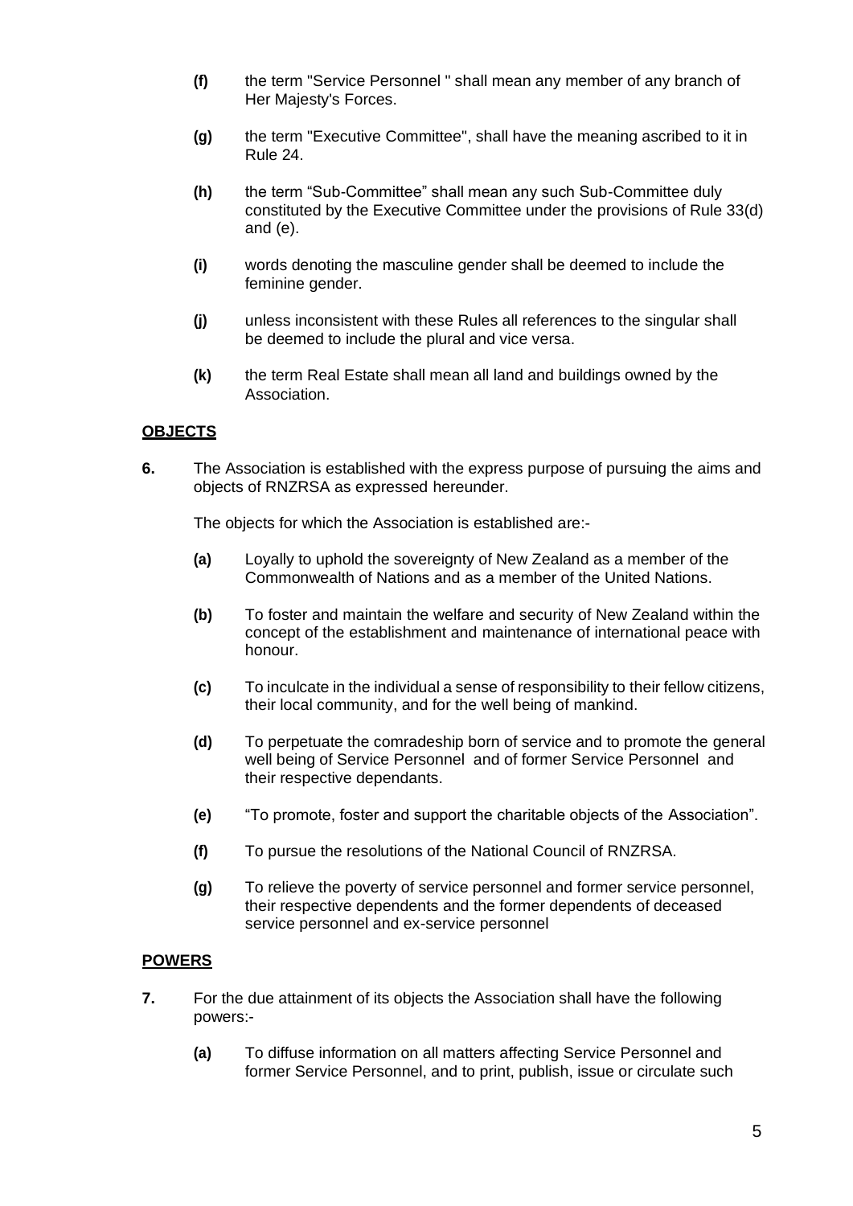**(f)** the term "Service Personnel " shall mean any member of any branch of Her Majesty's Forces.

**(g)** the term "Executive Committee", shall have the meaning ascribed to it in Rule 24.

**(h)** the term "Sub-Committee" shall mean any such Sub-Committee duly constituted by the Executive Committee under the provisions of Rule 33(d) and (e).

**(i)** words denoting the masculine gender shall be deemed to include the feminine gender.

**(j)** unless inconsistent with these Rules all references to the singular shall be deemed to include the plural and vice versa.

**(k)** the term Real Estate shall mean all land and buildings owned by the Association.

**OBJECTS**

**6.** The Association is established with the express purpose of pursuing the aims and objects of RNZRSA as expressed hereunder.

The objects for which the Association is established are:-

**(a)** Loyally to uphold the sovereignty of New Zealand as a member of the Commonwealth of Nations and as a member of the United Nations.

**(b)** To foster and maintain the welfare and security of New Zealand within the concept of the establishment and maintenance of international peace with honour.

**(c)** To inculcate in the individual a sense of responsibility to their fellow citizens, their local community, and for the well being of mankind.

**(d)** To perpetuate the comradeship born of service and to promote the general well being of Service Personnel and of former Service Personnel and their respective dependants.

**(e)** "To promote, foster and support the charitable objects of the Association".

**(f)** To pursue the resolutions of the National Council of RNZRSA.

**(g)** To relieve the poverty of service personnel and former service personnel, their respective dependents and the former dependents of deceased service personnel and ex-service personnel

**POWERS**

**7.** For the due attainment of its objects the Association shall have the following powers:-

**(a)** To diffuse information on all matters affecting Service Personnel and former Service Personnel, and to print, publish, issue or circulate such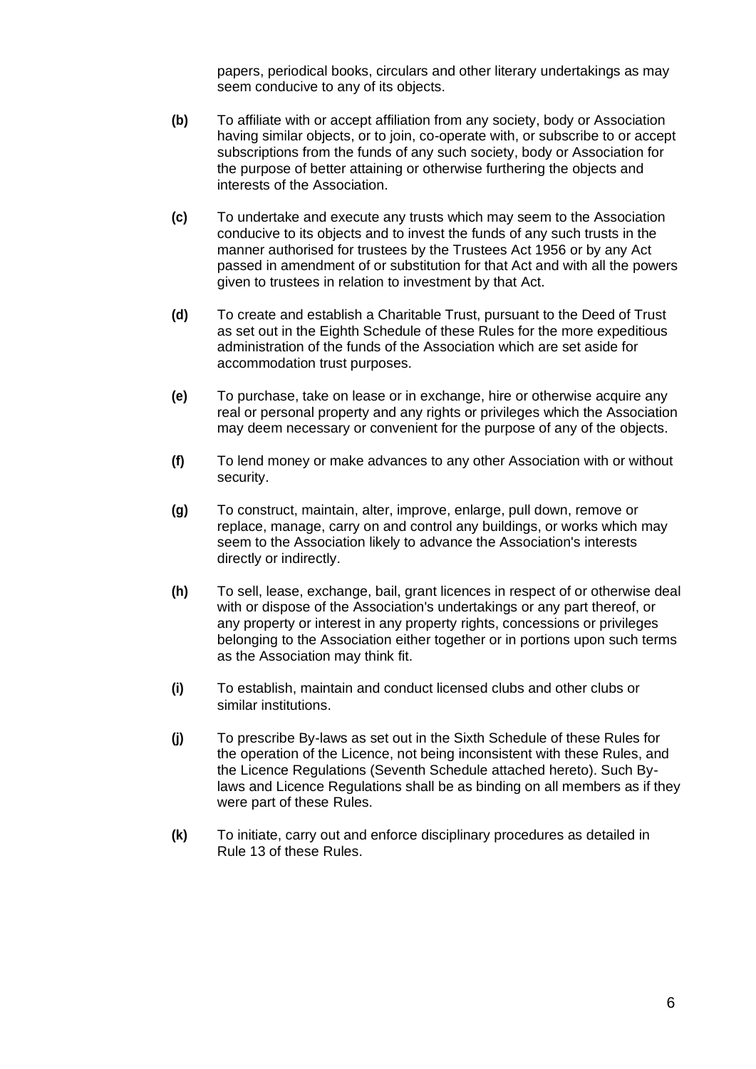papers, periodical books, circulars and other literary undertakings as may seem conducive to any of its objects.

**(b)** To affiliate with or accept affiliation from any society, body or Association having similar objects, or to join, co-operate with, or subscribe to or accept subscriptions from the funds of any such society, body or Association for the purpose of better attaining or otherwise furthering the objects and interests of the Association.

**(c)** To undertake and execute any trusts which may seem to the Association conducive to its objects and to invest the funds of any such trusts in the manner authorised for trustees by the Trustees Act 1956 or by any Act passed in amendment of or substitution for that Act and with all the powers given to trustees in relation to investment by that Act.

**(d)** To create and establish a Charitable Trust, pursuant to the Deed of Trust as set out in the Eighth Schedule of these Rules for the more expeditious administration of the funds of the Association which are set aside for accommodation trust purposes.

**(e)** To purchase, take on lease or in exchange, hire or otherwise acquire any real or personal property and any rights or privileges which the Association may deem necessary or convenient for the purpose of any of the objects.

**(f)** To lend money or make advances to any other Association with or without security.

**(g)** To construct, maintain, alter, improve, enlarge, pull down, remove or replace, manage, carry on and control any buildings, or works which may seem to the Association likely to advance the Association's interests directly or indirectly.

**(h)** To sell, lease, exchange, bail, grant licences in respect of or otherwise deal with or dispose of the Association's undertakings or any part thereof, or any property or interest in any property rights, concessions or privileges belonging to the Association either together or in portions upon such terms as the Association may think fit.

**(i)** To establish, maintain and conduct licensed clubs and other clubs or similar institutions.

**(j)** To prescribe By-laws as set out in the Sixth Schedule of these Rules for the operation of the Licence, not being inconsistent with these Rules, and the Licence Regulations (Seventh Schedule attached hereto). Such By-laws and Licence Regulations shall be as binding on all members as if they were part of these Rules.

**(k)** To initiate, carry out and enforce disciplinary procedures as detailed in Rule 13 of these Rules.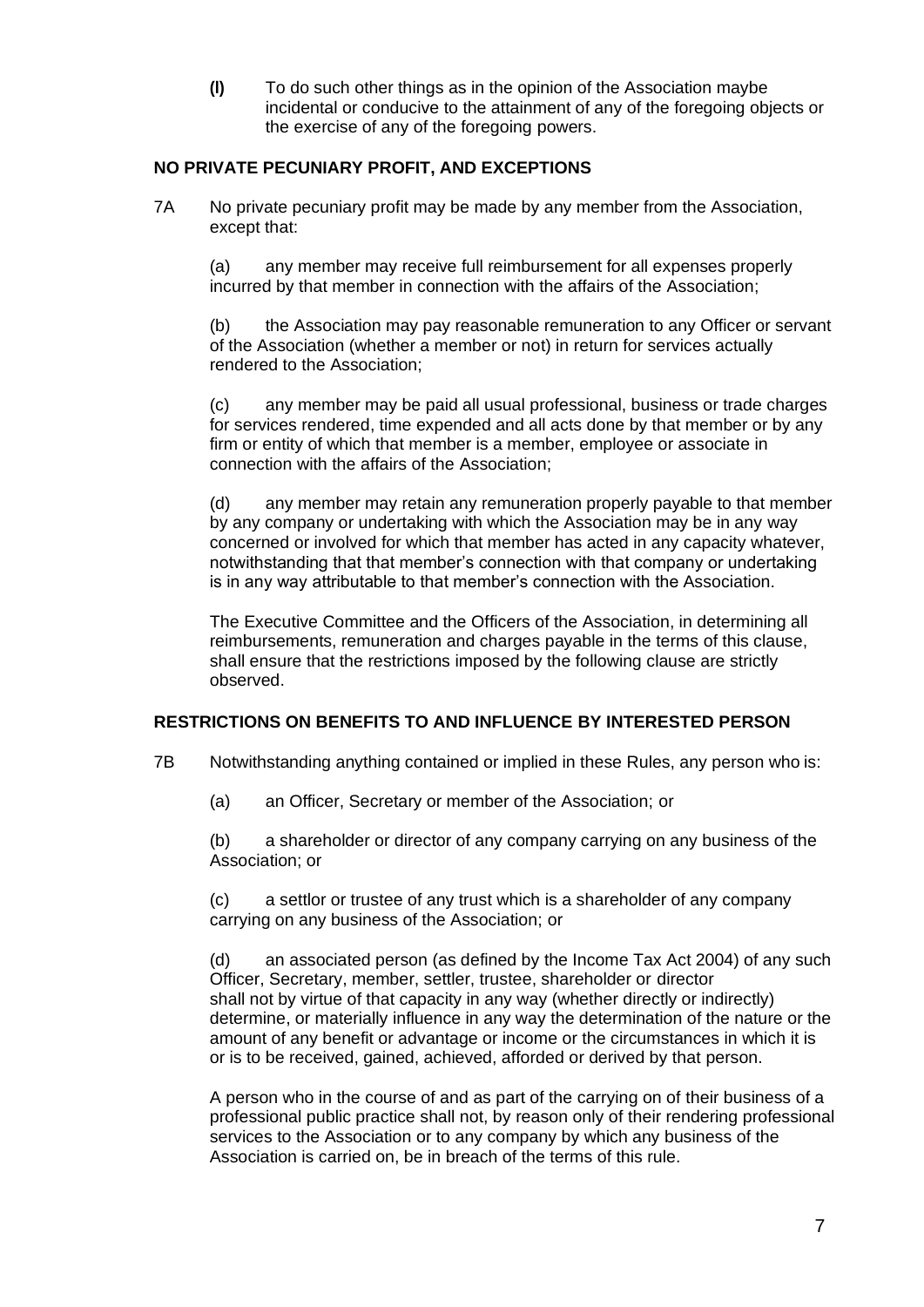**(l)** To do such other things as in the opinion of the Association maybe incidental or conducive to the attainment of any of the foregoing objects or the exercise of any of the foregoing powers.

## NO PRIVATE PECUNIARY PROFIT, AND EXCEPTIONS

7A No private pecuniary profit may be made by any member from the Association, except that:

(a) any member may receive full reimbursement for all expenses properly incurred by that member in connection with the affairs of the Association;

(b) the Association may pay reasonable remuneration to any Officer or servant of the Association (whether a member or not) in return for services actually rendered to the Association;

(c) any member may be paid all usual professional, business or trade charges for services rendered, time expended and all acts done by that member or by any firm or entity of which that member is a member, employee or associate in connection with the affairs of the Association;

(d) any member may retain any remuneration properly payable to that member by any company or undertaking with which the Association may be in any way concerned or involved for which that member has acted in any capacity whatever, notwithstanding that that member's connection with that company or undertaking is in any way attributable to that member's connection with the Association.

The Executive Committee and the Officers of the Association, in determining all reimbursements, remuneration and charges payable in the terms of this clause, shall ensure that the restrictions imposed by the following clause are strictly observed.

## RESTRICTIONS ON BENEFITS TO AND INFLUENCE BY INTERESTED PERSON

7B Notwithstanding anything contained or implied in these Rules, any person who is:

(a) an Officer, Secretary or member of the Association; or

(b) a shareholder or director of any company carrying on any business of the Association; or

(c) a settlor or trustee of any trust which is a shareholder of any company carrying on any business of the Association; or

(d) an associated person (as defined by the Income Tax Act 2004) of any such Officer, Secretary, member, settler, trustee, shareholder or director shall not by virtue of that capacity in any way (whether directly or indirectly) determine, or materially influence in any way the determination of the nature or the amount of any benefit or advantage or income or the circumstances in which it is or is to be received, gained, achieved, afforded or derived by that person.

A person who in the course of and as part of the carrying on of their business of a professional public practice shall not, by reason only of their rendering professional services to the Association or to any company by which any business of the Association is carried on, be in breach of the terms of this rule.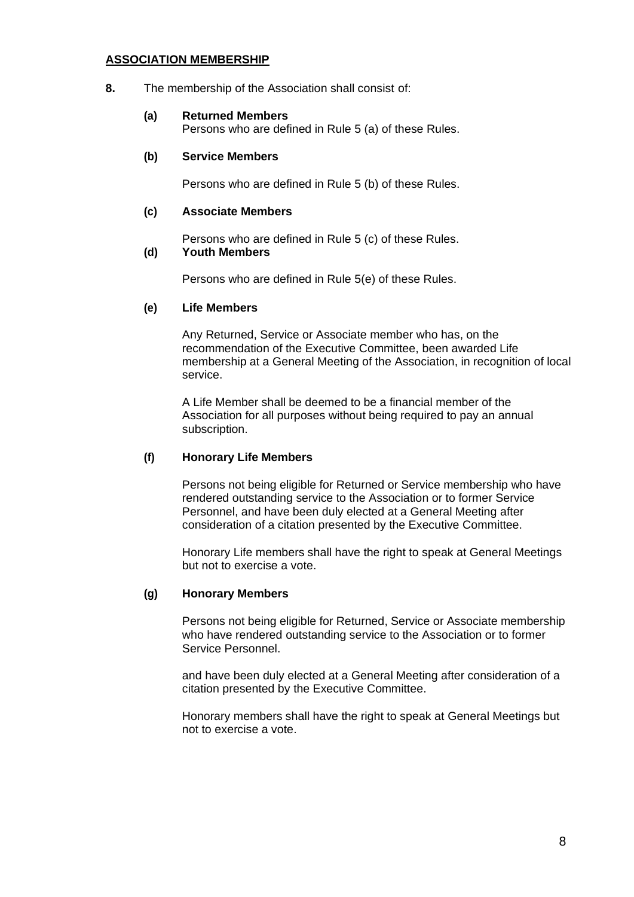**ASSOCIATION MEMBERSHIP**

**8.** The membership of the Association shall consist of:

**(a) Returned Members**
Persons who are defined in Rule 5 (a) of these Rules.

**(b) Service Members**

Persons who are defined in Rule 5 (b) of these Rules.

**(c) Associate Members**

Persons who are defined in Rule 5 (c) of these Rules.

**(d) Youth Members**

Persons who are defined in Rule 5(e) of these Rules.

**(e) Life Members**

Any Returned, Service or Associate member who has, on the recommendation of the Executive Committee, been awarded Life membership at a General Meeting of the Association, in recognition of local service.

A Life Member shall be deemed to be a financial member of the Association for all purposes without being required to pay an annual subscription.

**(f) Honorary Life Members**

Persons not being eligible for Returned or Service membership who have rendered outstanding service to the Association or to former Service Personnel, and have been duly elected at a General Meeting after consideration of a citation presented by the Executive Committee.

Honorary Life members shall have the right to speak at General Meetings but not to exercise a vote.

**(g) Honorary Members**

Persons not being eligible for Returned, Service or Associate membership who have rendered outstanding service to the Association or to former Service Personnel.

and have been duly elected at a General Meeting after consideration of a citation presented by the Executive Committee.

Honorary members shall have the right to speak at General Meetings but not to exercise a vote.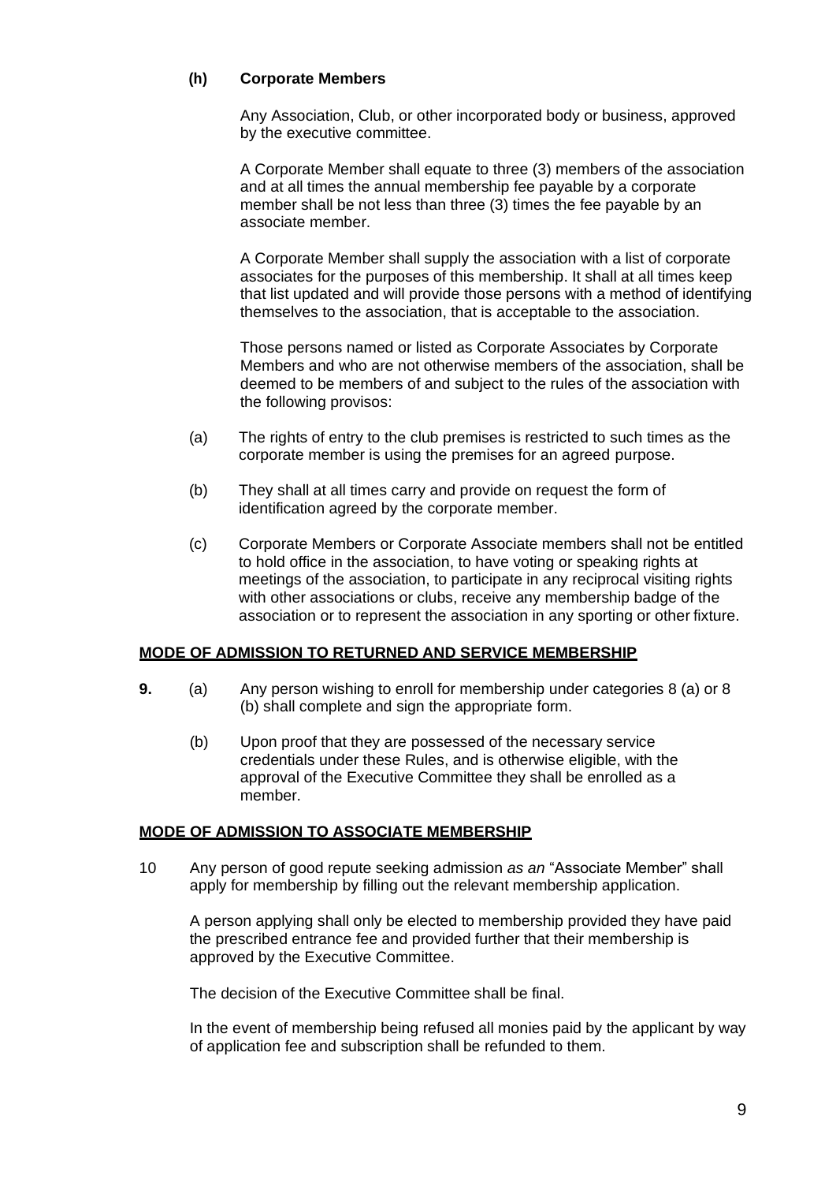**(h) Corporate Members**

Any Association, Club, or other incorporated body or business, approved by the executive committee.

A Corporate Member shall equate to three (3) members of the association and at all times the annual membership fee payable by a corporate member shall be not less than three (3) times the fee payable by an associate member.

A Corporate Member shall supply the association with a list of corporate associates for the purposes of this membership. It shall at all times keep that list updated and will provide those persons with a method of identifying themselves to the association, that is acceptable to the association.

Those persons named or listed as Corporate Associates by Corporate Members and who are not otherwise members of the association, shall be deemed to be members of and subject to the rules of the association with the following provisos:

(a) The rights of entry to the club premises is restricted to such times as the corporate member is using the premises for an agreed purpose.

(b) They shall at all times carry and provide on request the form of identification agreed by the corporate member.

(c) Corporate Members or Corporate Associate members shall not be entitled to hold office in the association, to have voting or speaking rights at meetings of the association, to participate in any reciprocal visiting rights with other associations or clubs, receive any membership badge of the association or to represent the association in any sporting or other fixture.

**MODE OF ADMISSION TO RETURNED AND SERVICE MEMBERSHIP**

**9.** (a) Any person wishing to enroll for membership under categories 8 (a) or 8 (b) shall complete and sign the appropriate form.

(b) Upon proof that they are possessed of the necessary service credentials under these Rules, and is otherwise eligible, with the approval of the Executive Committee they shall be enrolled as a member.

**MODE OF ADMISSION TO ASSOCIATE MEMBERSHIP**

10 Any person of good repute seeking admission *as an* "Associate Member" shall apply for membership by filling out the relevant membership application.

A person applying shall only be elected to membership provided they have paid the prescribed entrance fee and provided further that their membership is approved by the Executive Committee.

The decision of the Executive Committee shall be final.

In the event of membership being refused all monies paid by the applicant by way of application fee and subscription shall be refunded to them.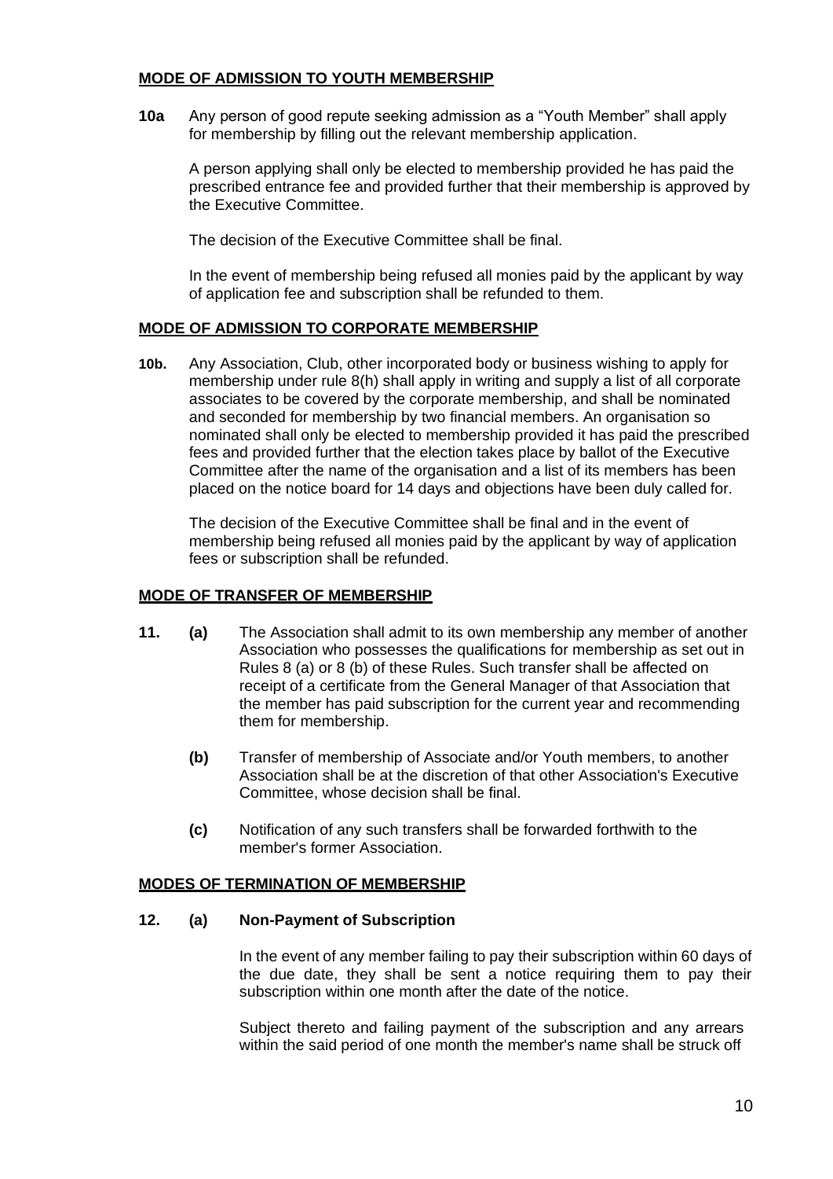## MODE OF ADMISSION TO YOUTH MEMBERSHIP

**10a** Any person of good repute seeking admission as a "Youth Member" shall apply for membership by filling out the relevant membership application.

A person applying shall only be elected to membership provided he has paid the prescribed entrance fee and provided further that their membership is approved by the Executive Committee.

The decision of the Executive Committee shall be final.

In the event of membership being refused all monies paid by the applicant by way of application fee and subscription shall be refunded to them.

## MODE OF ADMISSION TO CORPORATE MEMBERSHIP

**10b.** Any Association, Club, other incorporated body or business wishing to apply for membership under rule 8(h) shall apply in writing and supply a list of all corporate associates to be covered by the corporate membership, and shall be nominated and seconded for membership by two financial members. An organisation so nominated shall only be elected to membership provided it has paid the prescribed fees and provided further that the election takes place by ballot of the Executive Committee after the name of the organisation and a list of its members has been placed on the notice board for 14 days and objections have been duly called for.

The decision of the Executive Committee shall be final and in the event of membership being refused all monies paid by the applicant by way of application fees or subscription shall be refunded.

## MODE OF TRANSFER OF MEMBERSHIP

**11. (a)** The Association shall admit to its own membership any member of another Association who possesses the qualifications for membership as set out in Rules 8 (a) or 8 (b) of these Rules. Such transfer shall be affected on receipt of a certificate from the General Manager of that Association that the member has paid subscription for the current year and recommending them for membership.

**(b)** Transfer of membership of Associate and/or Youth members, to another Association shall be at the discretion of that other Association's Executive Committee, whose decision shall be final.

**(c)** Notification of any such transfers shall be forwarded forthwith to the member's former Association.

## MODES OF TERMINATION OF MEMBERSHIP

**12. (a) Non-Payment of Subscription**

In the event of any member failing to pay their subscription within 60 days of the due date, they shall be sent a notice requiring them to pay their subscription within one month after the date of the notice.

Subject thereto and failing payment of the subscription and any arrears within the said period of one month the member's name shall be struck off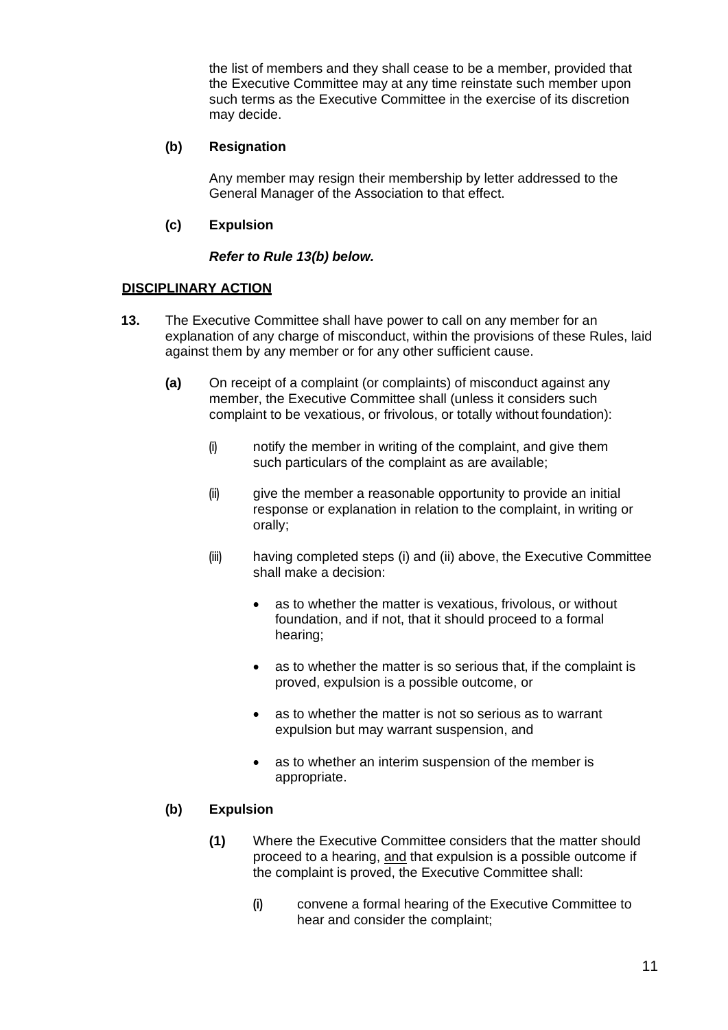the list of members and they shall cease to be a member, provided that the Executive Committee may at any time reinstate such member upon such terms as the Executive Committee in the exercise of its discretion may decide.

**(b) Resignation**

Any member may resign their membership by letter addressed to the General Manager of the Association to that effect.

**(c) Expulsion**

***Refer to Rule 13(b) below.***

## DISCIPLINARY ACTION

**13.** The Executive Committee shall have power to call on any member for an explanation of any charge of misconduct, within the provisions of these Rules, laid against them by any member or for any other sufficient cause.

**(a)** On receipt of a complaint (or complaints) of misconduct against any member, the Executive Committee shall (unless it considers such complaint to be vexatious, or frivolous, or totally without foundation):

(i) notify the member in writing of the complaint, and give them such particulars of the complaint as are available;

(ii) give the member a reasonable opportunity to provide an initial response or explanation in relation to the complaint, in writing or orally;

(iii) having completed steps (i) and (ii) above, the Executive Committee shall make a decision:

- as to whether the matter is vexatious, frivolous, or without foundation, and if not, that it should proceed to a formal hearing;
- as to whether the matter is so serious that, if the complaint is proved, expulsion is a possible outcome, or
- as to whether the matter is not so serious as to warrant expulsion but may warrant suspension, and
- as to whether an interim suspension of the member is appropriate.

**(b) Expulsion**

**(1)** Where the Executive Committee considers that the matter should proceed to a hearing, <u>and</u> that expulsion is a possible outcome if the complaint is proved, the Executive Committee shall:

(i) convene a formal hearing of the Executive Committee to hear and consider the complaint;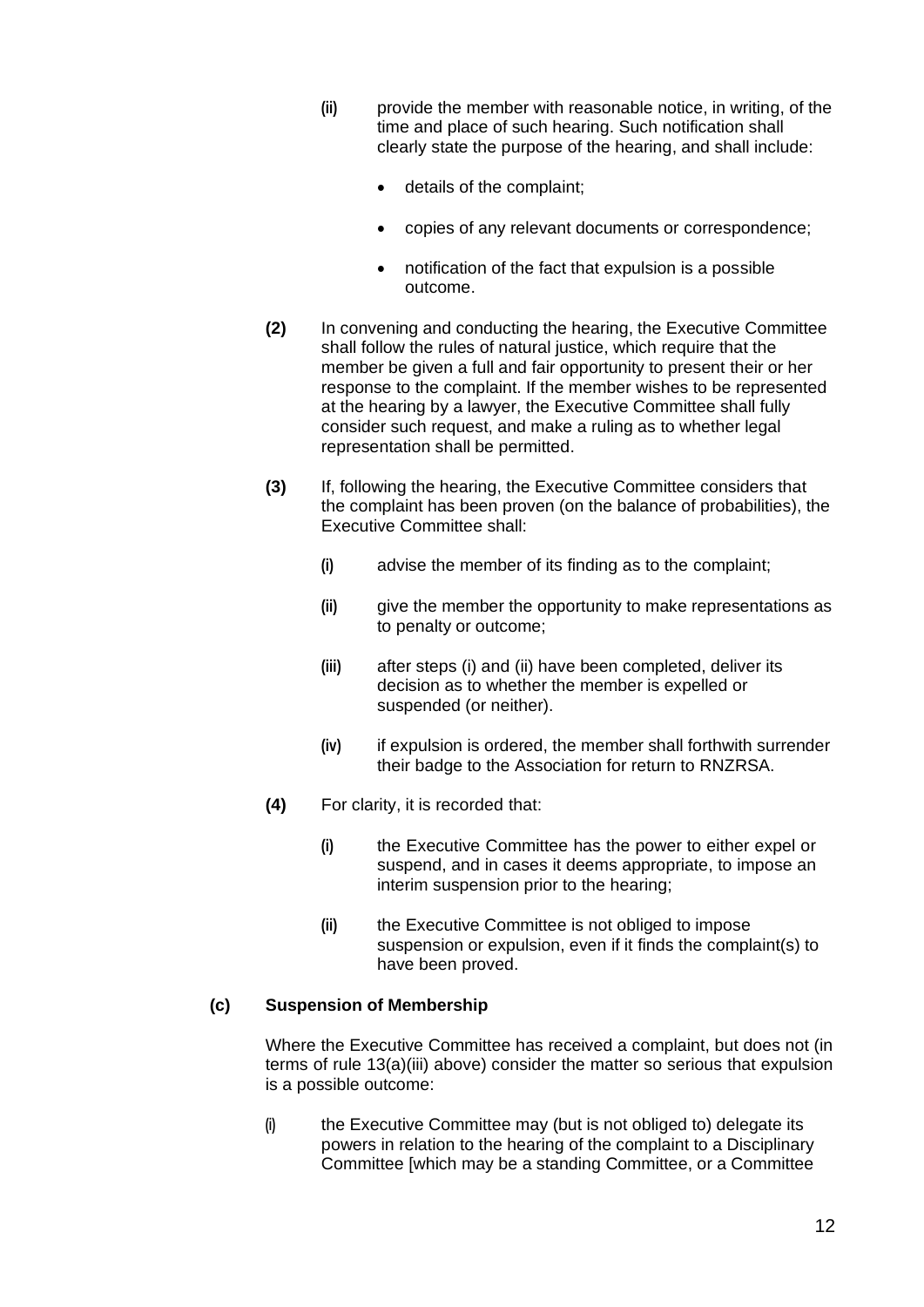**(ii)** provide the member with reasonable notice, in writing, of the time and place of such hearing. Such notification shall clearly state the purpose of the hearing, and shall include:

- details of the complaint;
- copies of any relevant documents or correspondence;
- notification of the fact that expulsion is a possible outcome.

**(2)** In convening and conducting the hearing, the Executive Committee shall follow the rules of natural justice, which require that the member be given a full and fair opportunity to present their or her response to the complaint. If the member wishes to be represented at the hearing by a lawyer, the Executive Committee shall fully consider such request, and make a ruling as to whether legal representation shall be permitted.

**(3)** If, following the hearing, the Executive Committee considers that the complaint has been proven (on the balance of probabilities), the Executive Committee shall:

**(i)** advise the member of its finding as to the complaint;

**(ii)** give the member the opportunity to make representations as to penalty or outcome;

**(iii)** after steps (i) and (ii) have been completed, deliver its decision as to whether the member is expelled or suspended (or neither).

**(iv)** if expulsion is ordered, the member shall forthwith surrender their badge to the Association for return to RNZRSA.

**(4)** For clarity, it is recorded that:

**(i)** the Executive Committee has the power to either expel or suspend, and in cases it deems appropriate, to impose an interim suspension prior to the hearing;

**(ii)** the Executive Committee is not obliged to impose suspension or expulsion, even if it finds the complaint(s) to have been proved.

**(c) Suspension of Membership**

Where the Executive Committee has received a complaint, but does not (in terms of rule 13(a)(iii) above) consider the matter so serious that expulsion is a possible outcome:

(i) the Executive Committee may (but is not obliged to) delegate its powers in relation to the hearing of the complaint to a Disciplinary Committee [which may be a standing Committee, or a Committee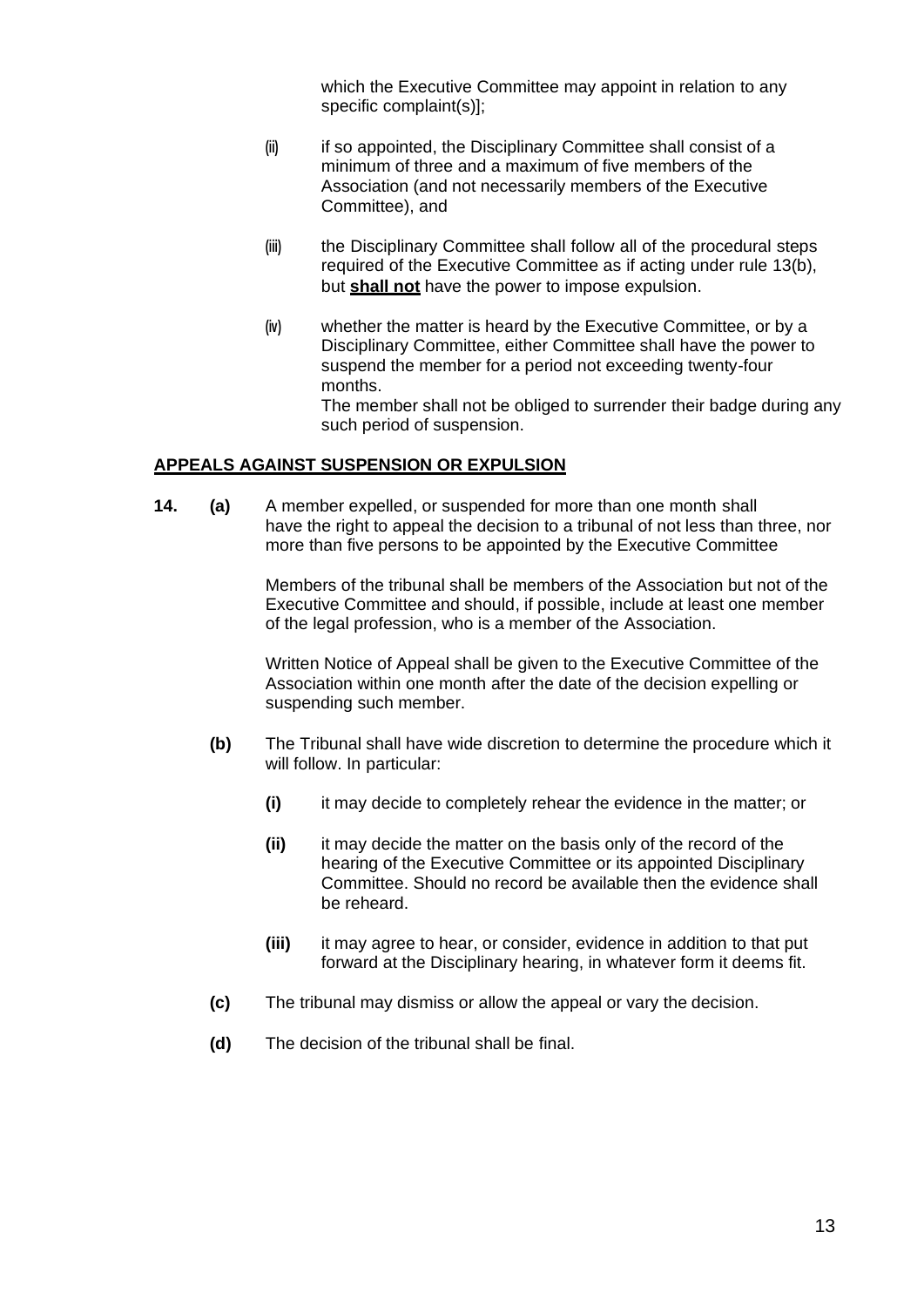which the Executive Committee may appoint in relation to any specific complaint(s)];

(ii) if so appointed, the Disciplinary Committee shall consist of a minimum of three and a maximum of five members of the Association (and not necessarily members of the Executive Committee), and

(iii) the Disciplinary Committee shall follow all of the procedural steps required of the Executive Committee as if acting under rule 13(b), but **<u>shall not</u>** have the power to impose expulsion.

(iv) whether the matter is heard by the Executive Committee, or by a Disciplinary Committee, either Committee shall have the power to suspend the member for a period not exceeding twenty-four months.
The member shall not be obliged to surrender their badge during any such period of suspension.

**<u>APPEALS AGAINST SUSPENSION OR EXPULSION</u>**

**14. (a)** A member expelled, or suspended for more than one month shall have the right to appeal the decision to a tribunal of not less than three, nor more than five persons to be appointed by the Executive Committee

Members of the tribunal shall be members of the Association but not of the Executive Committee and should, if possible, include at least one member of the legal profession, who is a member of the Association.

Written Notice of Appeal shall be given to the Executive Committee of the Association within one month after the date of the decision expelling or suspending such member.

**(b)** The Tribunal shall have wide discretion to determine the procedure which it will follow. In particular:

**(i)** it may decide to completely rehear the evidence in the matter; or

**(ii)** it may decide the matter on the basis only of the record of the hearing of the Executive Committee or its appointed Disciplinary Committee. Should no record be available then the evidence shall be reheard.

**(iii)** it may agree to hear, or consider, evidence in addition to that put forward at the Disciplinary hearing, in whatever form it deems fit.

**(c)** The tribunal may dismiss or allow the appeal or vary the decision.

**(d)** The decision of the tribunal shall be final.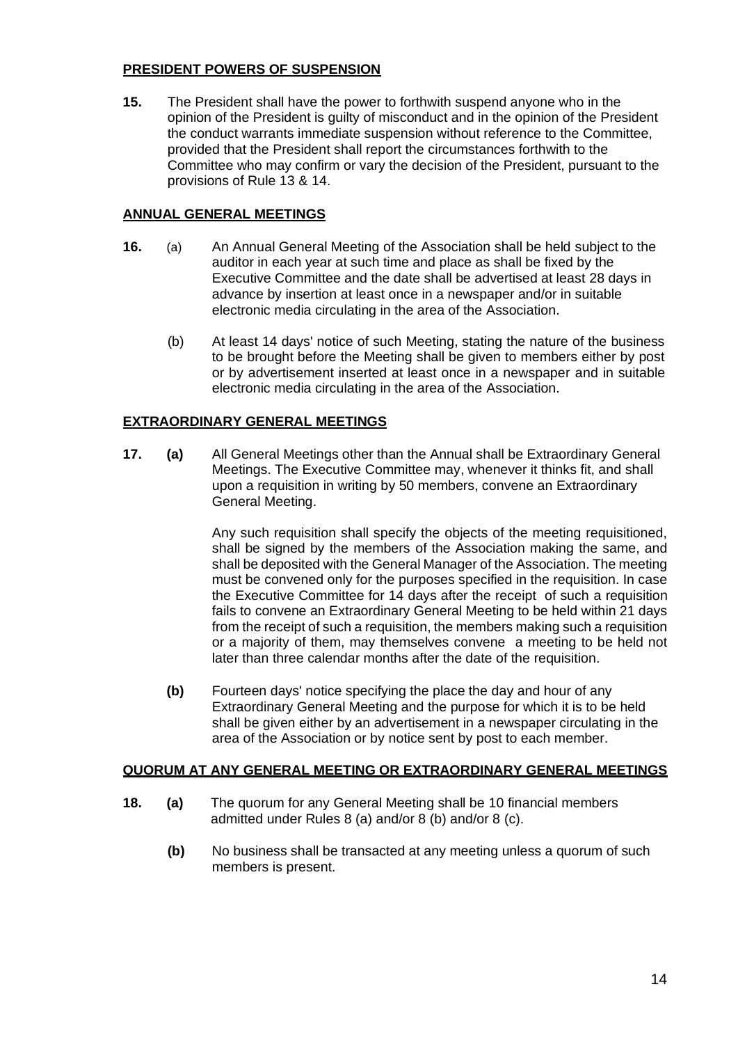## PRESIDENT POWERS OF SUSPENSION

**15.** The President shall have the power to forthwith suspend anyone who in the opinion of the President is guilty of misconduct and in the opinion of the President the conduct warrants immediate suspension without reference to the Committee, provided that the President shall report the circumstances forthwith to the Committee who may confirm or vary the decision of the President, pursuant to the provisions of Rule 13 & 14.

## ANNUAL GENERAL MEETINGS

**16.** (a) An Annual General Meeting of the Association shall be held subject to the auditor in each year at such time and place as shall be fixed by the Executive Committee and the date shall be advertised at least 28 days in advance by insertion at least once in a newspaper and/or in suitable electronic media circulating in the area of the Association.

(b) At least 14 days' notice of such Meeting, stating the nature of the business to be brought before the Meeting shall be given to members either by post or by advertisement inserted at least once in a newspaper and in suitable electronic media circulating in the area of the Association.

## EXTRAORDINARY GENERAL MEETINGS

**17. (a)** All General Meetings other than the Annual shall be Extraordinary General Meetings. The Executive Committee may, whenever it thinks fit, and shall upon a requisition in writing by 50 members, convene an Extraordinary General Meeting.

Any such requisition shall specify the objects of the meeting requisitioned, shall be signed by the members of the Association making the same, and shall be deposited with the General Manager of the Association. The meeting must be convened only for the purposes specified in the requisition. In case the Executive Committee for 14 days after the receipt of such a requisition fails to convene an Extraordinary General Meeting to be held within 21 days from the receipt of such a requisition, the members making such a requisition or a majority of them, may themselves convene a meeting to be held not later than three calendar months after the date of the requisition.

**(b)** Fourteen days' notice specifying the place the day and hour of any Extraordinary General Meeting and the purpose for which it is to be held shall be given either by an advertisement in a newspaper circulating in the area of the Association or by notice sent by post to each member.

## QUORUM AT ANY GENERAL MEETING OR EXTRAORDINARY GENERAL MEETINGS

**18. (a)** The quorum for any General Meeting shall be 10 financial members admitted under Rules 8 (a) and/or 8 (b) and/or 8 (c).

**(b)** No business shall be transacted at any meeting unless a quorum of such members is present.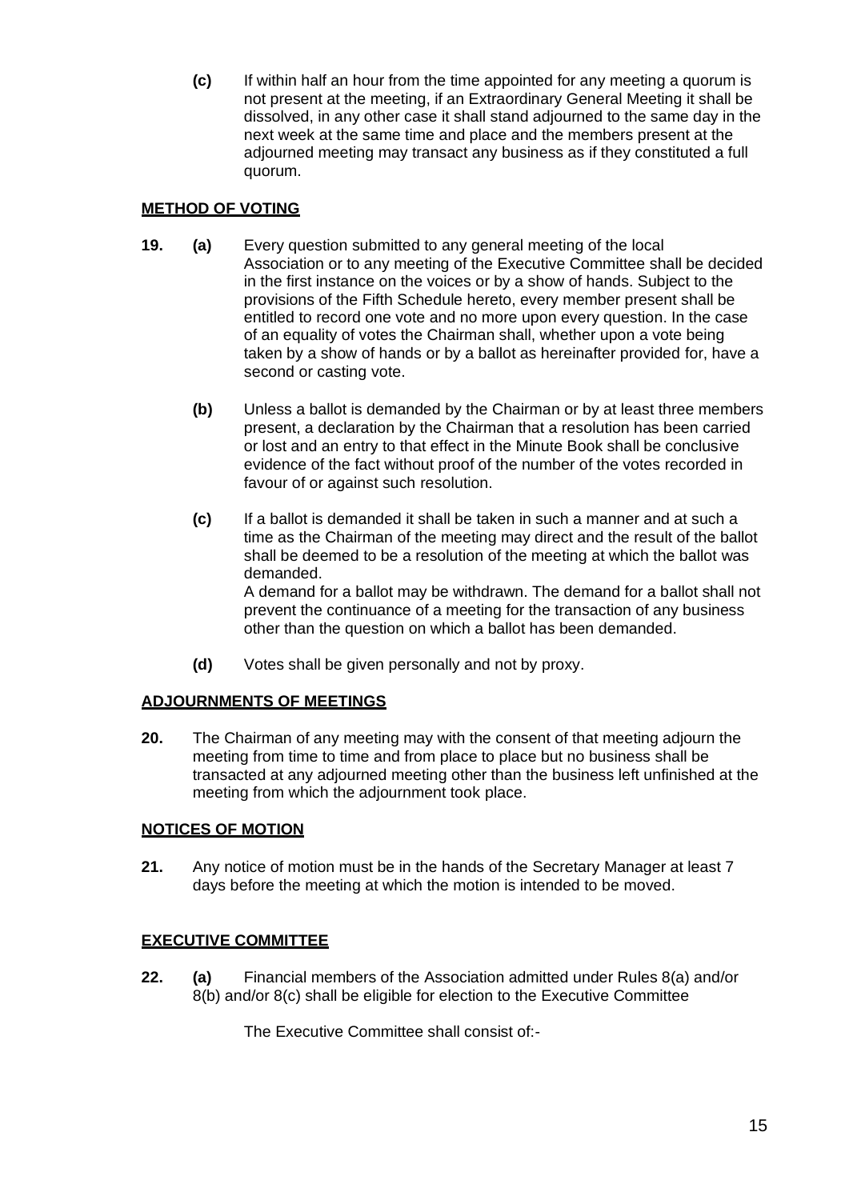**(c)** If within half an hour from the time appointed for any meeting a quorum is not present at the meeting, if an Extraordinary General Meeting it shall be dissolved, in any other case it shall stand adjourned to the same day in the next week at the same time and place and the members present at the adjourned meeting may transact any business as if they constituted a full quorum.

**METHOD OF VOTING**

**19. (a)** Every question submitted to any general meeting of the local Association or to any meeting of the Executive Committee shall be decided in the first instance on the voices or by a show of hands. Subject to the provisions of the Fifth Schedule hereto, every member present shall be entitled to record one vote and no more upon every question. In the case of an equality of votes the Chairman shall, whether upon a vote being taken by a show of hands or by a ballot as hereinafter provided for, have a second or casting vote.

**(b)** Unless a ballot is demanded by the Chairman or by at least three members present, a declaration by the Chairman that a resolution has been carried or lost and an entry to that effect in the Minute Book shall be conclusive evidence of the fact without proof of the number of the votes recorded in favour of or against such resolution.

**(c)** If a ballot is demanded it shall be taken in such a manner and at such a time as the Chairman of the meeting may direct and the result of the ballot shall be deemed to be a resolution of the meeting at which the ballot was demanded.
A demand for a ballot may be withdrawn. The demand for a ballot shall not prevent the continuance of a meeting for the transaction of any business other than the question on which a ballot has been demanded.

**(d)** Votes shall be given personally and not by proxy.

**ADJOURNMENTS OF MEETINGS**

**20.** The Chairman of any meeting may with the consent of that meeting adjourn the meeting from time to time and from place to place but no business shall be transacted at any adjourned meeting other than the business left unfinished at the meeting from which the adjournment took place.

**NOTICES OF MOTION**

**21.** Any notice of motion must be in the hands of the Secretary Manager at least 7 days before the meeting at which the motion is intended to be moved.

**EXECUTIVE COMMITTEE**

**22. (a)** Financial members of the Association admitted under Rules 8(a) and/or 8(b) and/or 8(c) shall be eligible for election to the Executive Committee

The Executive Committee shall consist of:-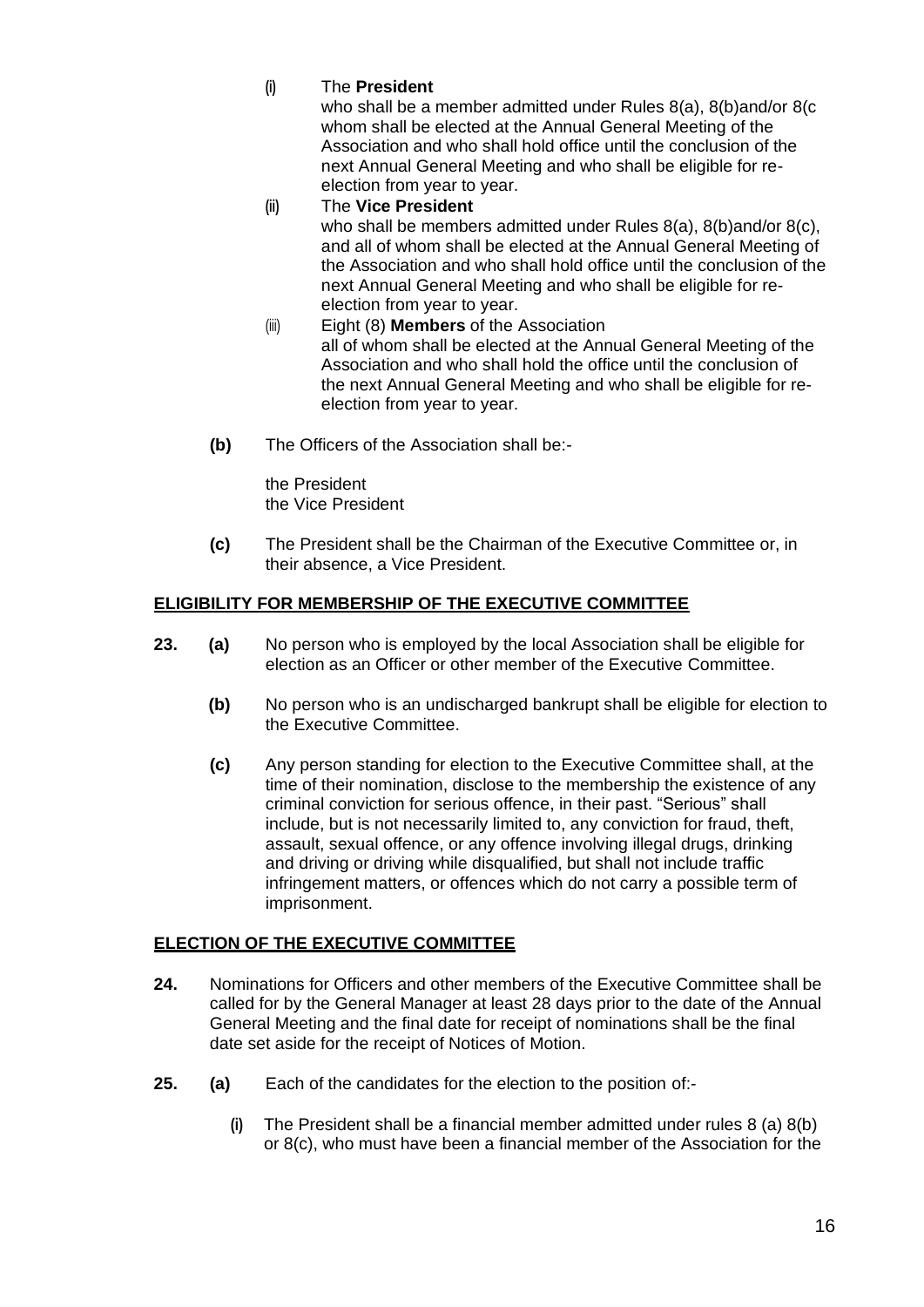(i) The **President**
who shall be a member admitted under Rules 8(a), 8(b)and/or 8(c whom shall be elected at the Annual General Meeting of the Association and who shall hold office until the conclusion of the next Annual General Meeting and who shall be eligible for re-election from year to year.

(ii) The **Vice President**
who shall be members admitted under Rules 8(a), 8(b)and/or 8(c), and all of whom shall be elected at the Annual Meeting of the Association and who shall hold office until the conclusion of the next Annual General Meeting and who shall be eligible for re-election from year to year.

(iii) Eight (8) **Members** of the Association
all of whom shall be elected at the Annual General Meeting of the Association and who shall hold the office until the conclusion of the next Annual General Meeting and who shall be eligible for re-election from year to year.

**(b)** The Officers of the Association shall be:-

the President
the Vice President

**(c)** The President shall be the Chairman of the Executive Committee or, in their absence, a Vice President.

## ELIGIBILITY FOR MEMBERSHIP OF THE EXECUTIVE COMMITTEE

**23. (a)** No person who is employed by the local Association shall be eligible for election as an Officer or other member of the Executive Committee.

**(b)** No person who is an undischarged bankrupt shall be eligible for election to the Executive Committee.

**(c)** Any person standing for election to the Executive Committee shall, at the time of their nomination, disclose to the membership the existence of any criminal conviction for serious offence, in their past. "Serious" shall include, but is not necessarily limited to, any conviction for fraud, theft, assault, sexual offence, or any offence involving illegal drugs, drinking and driving or driving while disqualified, but shall not include traffic infringement matters, or offences which do not carry a possible term of imprisonment.

## ELECTION OF THE EXECUTIVE COMMITTEE

**24.** Nominations for Officers and other members of the Executive Committee shall be called for by the General Manager at least 28 days prior to the date of the Annual General Meeting and the final date for receipt of nominations shall be the final date set aside for the receipt of Notices of Motion.

**25. (a)** Each of the candidates for the election to the position of:-

(i) The President shall be a financial member admitted under rules 8 (a) 8(b) or 8(c), who must have been a financial member of the Association for the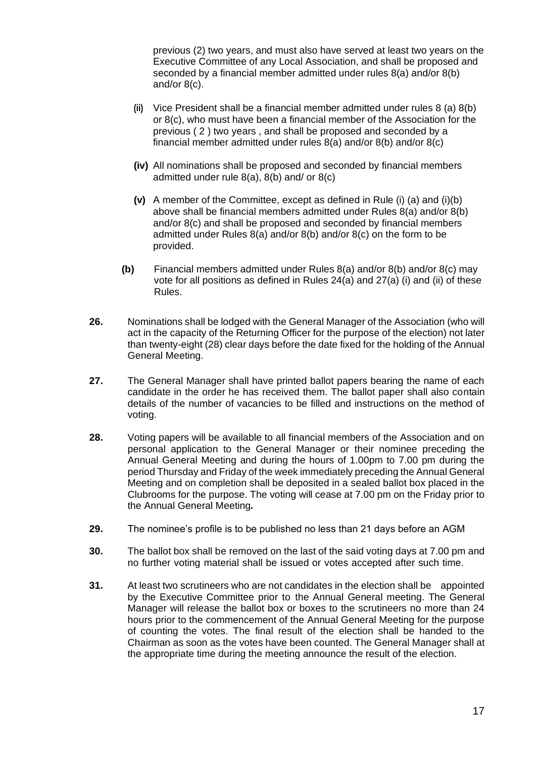previous (2) two years, and must also have served at least two years on the Executive Committee of any Local Association, and shall be proposed and seconded by a financial member admitted under rules 8(a) and/or 8(b) and/or 8(c).

(ii) Vice President shall be a financial member admitted under rules 8 (a) 8(b) or 8(c), who must have been a financial member of the Association for the previous ( 2 ) two years , and shall be proposed and seconded by a financial member admitted under rules 8(a) and/or 8(b) and/or 8(c)

**(iv)** All nominations shall be proposed and seconded by financial members admitted under rule 8(a), 8(b) and/ or 8(c)

**(v)** A member of the Committee, except as defined in Rule (i) (a) and (i)(b) above shall be financial members admitted under Rules 8(a) and/or 8(b) and/or 8(c) and shall be proposed and seconded by financial members admitted under Rules 8(a) and/or 8(b) and/or 8(c) on the form to be provided.

**(b)** Financial members admitted under Rules 8(a) and/or 8(b) and/or 8(c) may vote for all positions as defined in Rules 24(a) and 27(a) (i) and (ii) of these Rules.

**26.** Nominations shall be lodged with the General Manager of the Association (who will act in the capacity of the Returning Officer for the purpose of the election) not later than twenty-eight (28) clear days before the date fixed for the holding of the Annual General Meeting.

**27.** The General Manager shall have printed ballot papers bearing the name of each candidate in the order he has received them. The ballot paper shall also contain details of the number of vacancies to be filled and instructions on the method of voting.

**28.** Voting papers will be available to all financial members of the Association and on personal application to the General Manager or their nominee preceding the Annual General Meeting and during the hours of 1.00pm to 7.00 pm during the period Thursday and Friday of the week immediately preceding the Annual General Meeting and on completion shall be deposited in a sealed ballot box placed in the Clubrooms for the purpose. The voting will cease at 7.00 pm on the Friday prior to the Annual General Meeting**.**

**29.** The nominee's profile is to be published no less than 21 days before an AGM

**30.** The ballot box shall be removed on the last of the said voting days at 7.00 pm and no further voting material shall be issued or votes accepted after such time.

**31.** At least two scrutineers who are not candidates in the election shall be appointed by the Executive Committee prior to the Annual General meeting. The General Manager will release the ballot box or boxes to the scrutineers no more than 24 hours prior to the commencement of the Annual General Meeting for the purpose of counting the votes. The final result of the election shall be handed to the Chairman as soon as the votes have been counted. The General Manager shall at the appropriate time during the meeting announce the result of the election.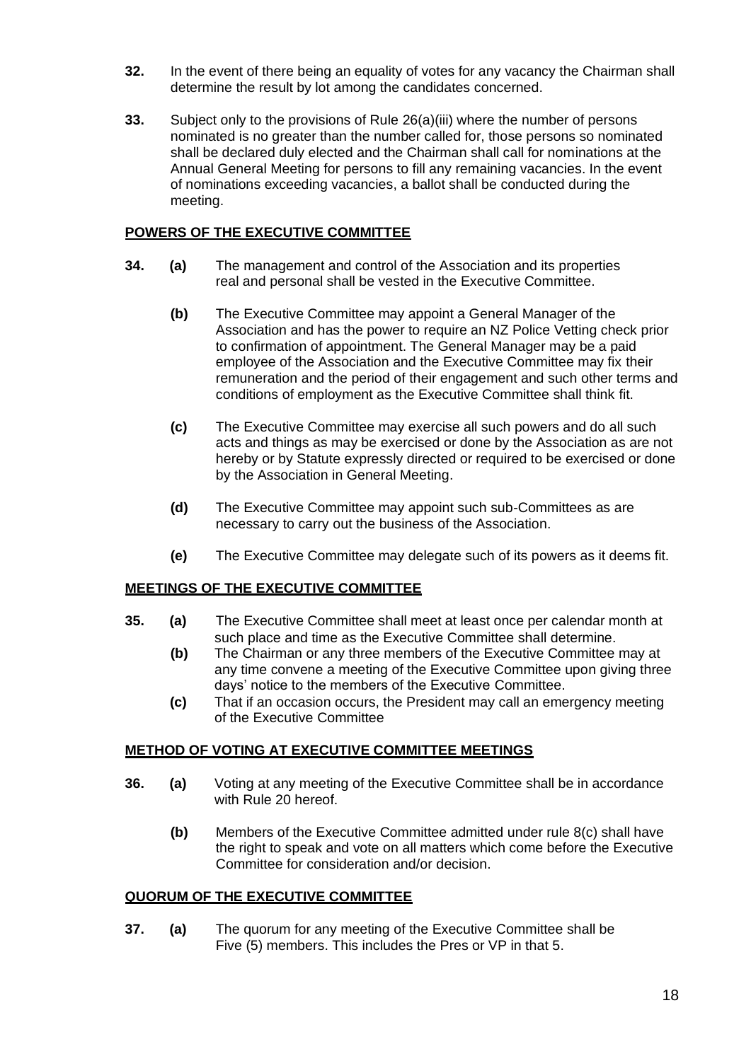**32.** In the event of there being an equality of votes for any vacancy the Chairman shall determine the result by lot among the candidates concerned.

**33.** Subject only to the provisions of Rule 26(a)(iii) where the number of persons nominated is no greater than the number called for, those persons so nominated shall be declared duly elected and the Chairman shall call for nominations at the Annual General Meeting for persons to fill any remaining vacancies. In the event of nominations exceeding vacancies, a ballot shall be conducted during the meeting.

## POWERS OF THE EXECUTIVE COMMITTEE

**34. (a)** The management and control of the Association and its properties real and personal shall be vested in the Executive Committee.

**(b)** The Executive Committee may appoint a General Manager of the Association and has the power to require an NZ Police Vetting check prior to confirmation of appointment. The General Manager may be a paid employee of the Association and the Executive Committee may fix their remuneration and the period of their engagement and such other terms and conditions of employment as the Executive Committee shall think fit.

**(c)** The Executive Committee may exercise all such powers and do all such acts and things as may be exercised or done by the Association as are not hereby or by Statute expressly directed or required to be exercised or done by the Association in General Meeting.

**(d)** The Executive Committee may appoint such sub-Committees as are necessary to carry out the business of the Association.

**(e)** The Executive Committee may delegate such of its powers as it deems fit.

## MEETINGS OF THE EXECUTIVE COMMITTEE

**35. (a)** The Executive Committee shall meet at least once per calendar month at such place and time as the Executive Committee shall determine.

**(b)** The Chairman or any three members of the Executive Committee may at any time convene a meeting of the Executive Committee upon giving three days' notice to the members of the Executive Committee.

**(c)** That if an occasion occurs, the President may call an emergency meeting of the Executive Committee

## METHOD OF VOTING AT EXECUTIVE COMMITTEE MEETINGS

**36. (a)** Voting at any meeting of the Executive Committee shall be in accordance with Rule 20 hereof.

**(b)** Members of the Executive Committee admitted under rule 8(c) shall have the right to speak and vote on all matters which come before the Executive Committee for consideration and/or decision.

## QUORUM OF THE EXECUTIVE COMMITTEE

**37. (a)** The quorum for any meeting of the Executive Committee shall be Five (5) members. This includes the Pres or VP in that 5.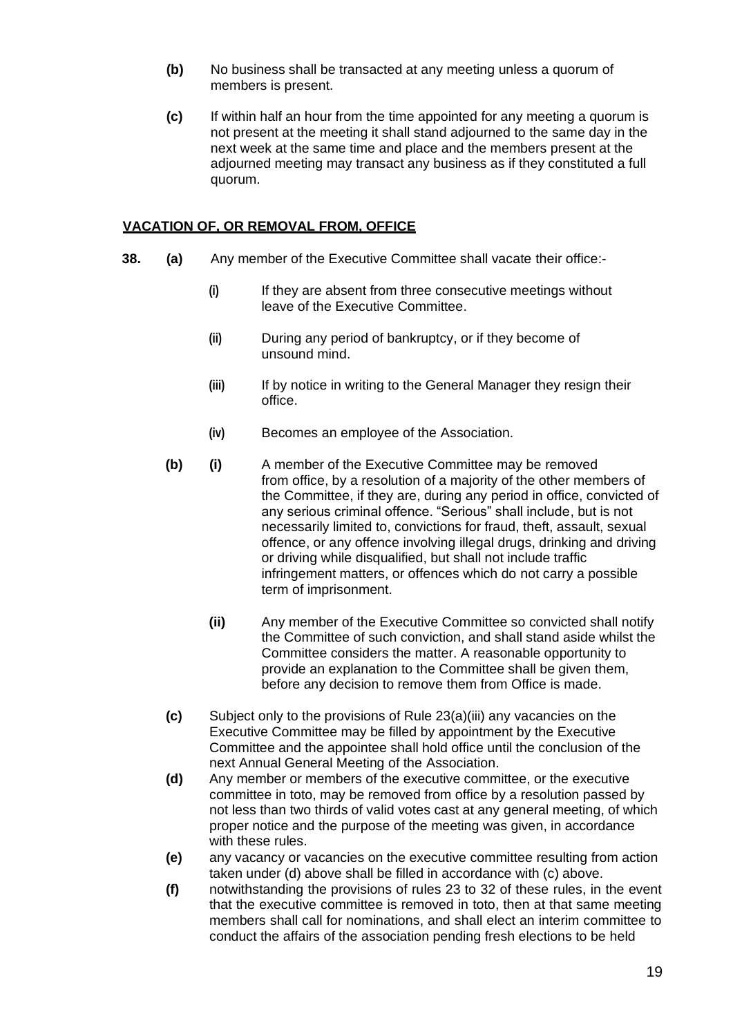**(b)** No business shall be transacted at any meeting unless a quorum of members is present.

**(c)** If within half an hour from the time appointed for any meeting a quorum is not present at the meeting it shall stand adjourned to the same day in the next week at the same time and place and the members present at the adjourned meeting may transact any business as if they constituted a full quorum.

## VACATION OF, OR REMOVAL FROM, OFFICE

**38.** **(a)** Any member of the Executive Committee shall vacate their office:-

- **(i)** If they are absent from three consecutive meetings without leave of the Executive Committee.
- **(ii)** During any period of bankruptcy, or if they become of unsound mind.
- **(iii)** If by notice in writing to the General Manager they resign their office.
- **(iv)** Becomes an employee of the Association.

**(b)** **(i)** A member of the Executive Committee may be removed from office, by a resolution of a majority of the other members of the Committee, if they are, during any period in office, convicted of any serious criminal offence. "Serious" shall include, but is not necessarily limited to, convictions for fraud, theft, assault, sexual offence, or any offence involving illegal drugs, drinking and driving or driving while disqualified, but shall not include traffic infringement matters, or offences which do not carry a possible term of imprisonment.

**(ii)** Any member of the Executive Committee so convicted shall notify the Committee of such conviction, and shall stand aside whilst the Committee considers the matter. A reasonable opportunity to provide an explanation to the Committee shall be given them, before any decision to remove them from Office is made.

**(c)** Subject only to the provisions of Rule 23(a)(iii) any vacancies on the Executive Committee may be filled by appointment by the Executive Committee and the appointee shall hold office until the conclusion of the next Annual General Meeting of the Association.

**(d)** Any member or members of the executive committee, or the executive committee in toto, may be removed from office by a resolution passed by not less than two thirds of valid votes cast at any general meeting, of which proper notice and the purpose of the meeting was given, in accordance with these rules.

**(e)** any vacancy or vacancies on the executive committee resulting from action taken under (d) above shall be filled in accordance with (c) above.

**(f)** notwithstanding the provisions of rules 23 to 32 of these rules, in the event that the executive committee is removed in toto, then at that same meeting members shall call for nominations, and shall elect an interim committee to conduct the affairs of the association pending fresh elections to be held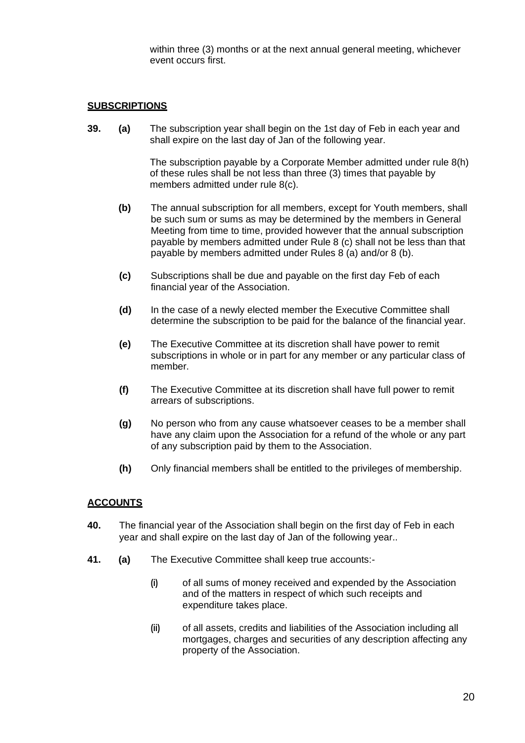within three (3) months or at the next annual general meeting, whichever event occurs first.

## SUBSCRIPTIONS

**39. (a)** The subscription year shall begin on the 1st day of Feb in each year and shall expire on the last day of Jan of the following year.

The subscription payable by a Corporate Member admitted under rule 8(h) of these rules shall be not less than three (3) times that payable by members admitted under rule 8(c).

**(b)** The annual subscription for all members, except for Youth members, shall be such sum or sums as may be determined by the members in General Meeting from time to time, provided however that the annual subscription payable by members admitted under Rule 8 (c) shall not be less than that payable by members admitted under Rules 8 (a) and/or 8 (b).

**(c)** Subscriptions shall be due and payable on the first day Feb of each financial year of the Association.

**(d)** In the case of a newly elected member the Executive Committee shall determine the subscription to be paid for the balance of the financial year.

**(e)** The Executive Committee at its discretion shall have power to remit subscriptions in whole or in part for any member or any particular class of member.

**(f)** The Executive Committee at its discretion shall have full power to remit arrears of subscriptions.

**(g)** No person who from any cause whatsoever ceases to be a member shall have any claim upon the Association for a refund of the whole or any part of any subscription paid by them to the Association.

**(h)** Only financial members shall be entitled to the privileges of membership.

## ACCOUNTS

**40.** The financial year of the Association shall begin on the first day of Feb in each year and shall expire on the last day of Jan of the following year..

**41. (a)** The Executive Committee shall keep true accounts:-

**(i)** of all sums of money received and expended by the Association and of the matters in respect of which such receipts and expenditure takes place.

**(ii)** of all assets, credits and liabilities of the Association including all mortgages, charges and securities of any description affecting any property of the Association.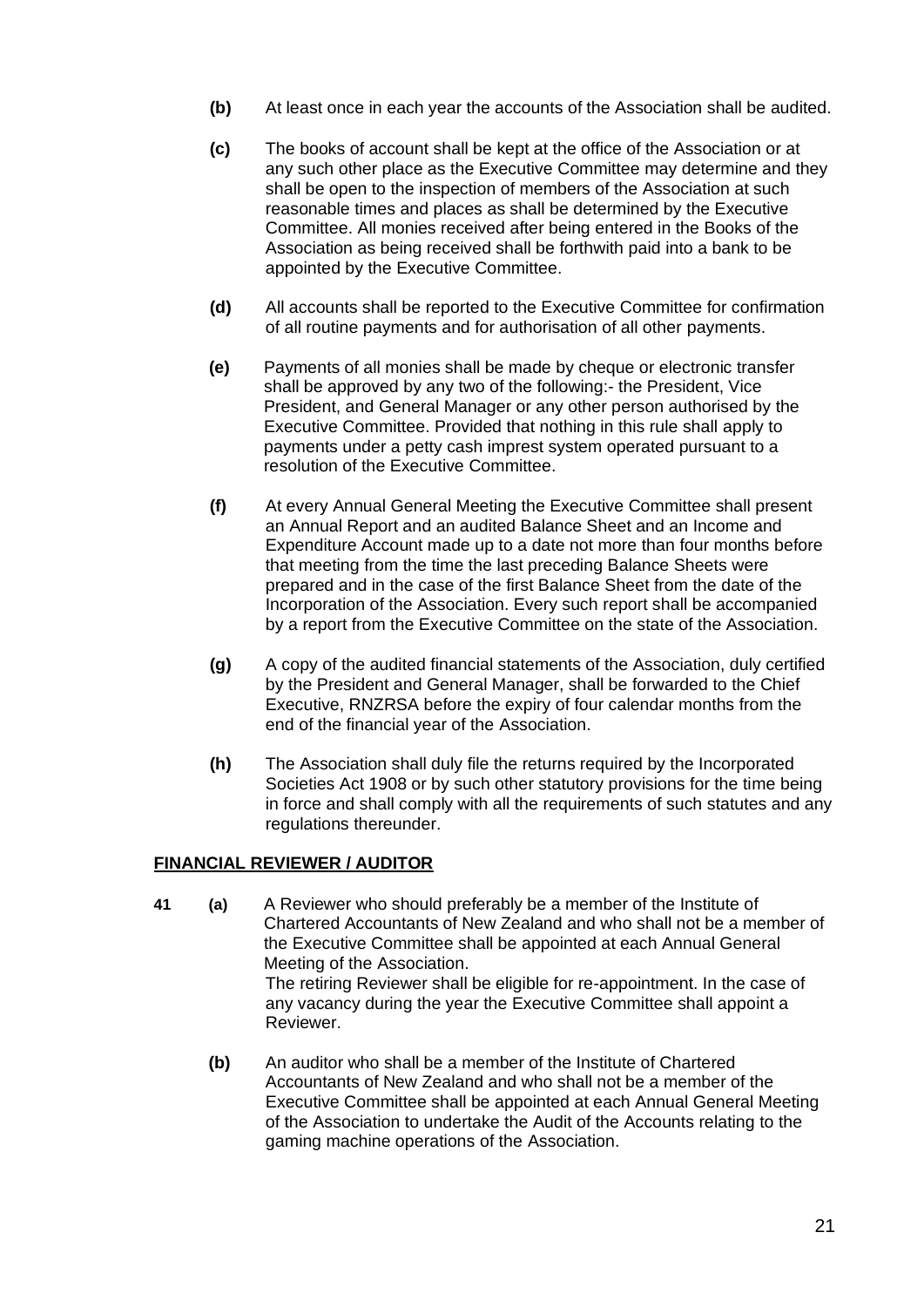**(b)** At least once in each year the accounts of the Association shall be audited.

**(c)** The books of account shall be kept at the office of the Association or at any such other place as the Executive Committee may determine and they shall be open to the inspection of members of the Association at such reasonable times and places as shall be determined by the Executive Committee. All monies received after being entered in the Books of the Association as being received shall be forthwith paid into a bank to be appointed by the Executive Committee.

**(d)** All accounts shall be reported to the Executive Committee for confirmation of all routine payments and for authorisation of all other payments.

**(e)** Payments of all monies shall be made by cheque or electronic transfer shall be approved by any two of the following:- the President, Vice President, and General Manager or any other person authorised by the Executive Committee. Provided that nothing in this rule shall apply to payments under a petty cash imprest system operated pursuant to a resolution of the Executive Committee.

**(f)** At every Annual General Meeting the Executive Committee shall present an Annual Report and an audited Balance Sheet and an Income and Expenditure Account made up to a date not more than four months before that meeting from the time the last preceding Balance Sheets were prepared and in the case of the first Balance Sheet from the date of the Incorporation of the Association. Every such report shall be accompanied by a report from the Executive Committee on the state of the Association.

**(g)** A copy of the audited financial statements of the Association, duly certified by the President and General Manager, shall be forwarded to the Chief Executive, RNZRSA before the expiry of four calendar months from the end of the financial year of the Association.

**(h)** The Association shall duly file the returns required by the Incorporated Societies Act 1908 or by such other statutory provisions for the time being in force and shall comply with all the requirements of such statutes and any regulations thereunder.

**FINANCIAL REVIEWER / AUDITOR**

**41** **(a)** A Reviewer who should preferably be a member of the Institute of Chartered Accountants of New Zealand and who shall not be a member of the Executive Committee shall be appointed at each Annual General Meeting of the Association.
The retiring Reviewer shall be eligible for re-appointment. In the case of any vacancy during the year the Executive Committee shall appoint a Reviewer.

**(b)** An auditor who shall be a member of the Institute of Chartered Accountants of New Zealand and who shall not be a member of the Executive Committee shall be appointed at each Annual General Meeting of the Association to undertake the Audit of the Accounts relating to the gaming machine operations of the Association.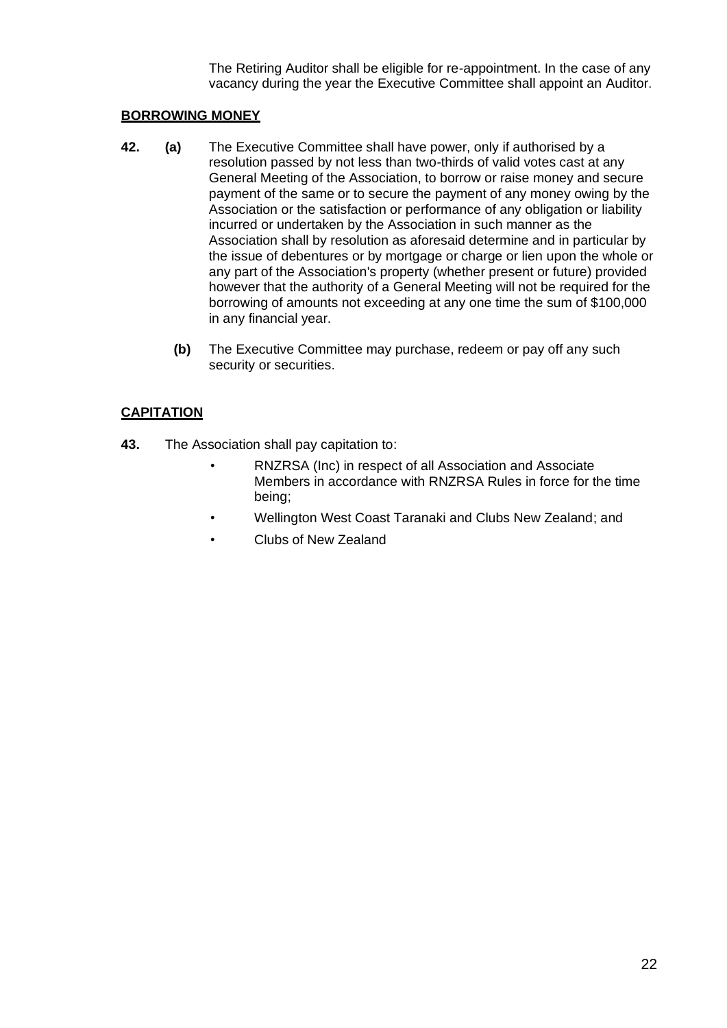The Retiring Auditor shall be eligible for re-appointment. In the case of any vacancy during the year the Executive Committee shall appoint an Auditor.

**BORROWING MONEY**

**42. (a)** The Executive Committee shall have power, only if authorised by a resolution passed by not less than two-thirds of valid votes cast at any General Meeting of the Association, to borrow or raise money and secure payment of the same or to secure the payment of any money owing by the Association or the satisfaction or performance of any obligation or liability incurred or undertaken by the Association in such manner as the Association shall by resolution as aforesaid determine and in particular by the issue of debentures or by mortgage or charge or lien upon the whole or any part of the Association's property (whether present or future) provided however that the authority of a General Meeting will not be required for the borrowing of amounts not exceeding at any one time the sum of $100,000 in any financial year.

**(b)** The Executive Committee may purchase, redeem or pay off any such security or securities.

**CAPITATION**

**43.** The Association shall pay capitation to:

- RNZRSA (Inc) in respect of all Association and Associate Members in accordance with RNZRSA Rules in force for the time being;
- Wellington West Coast Taranaki and Clubs New Zealand; and
- Clubs of New Zealand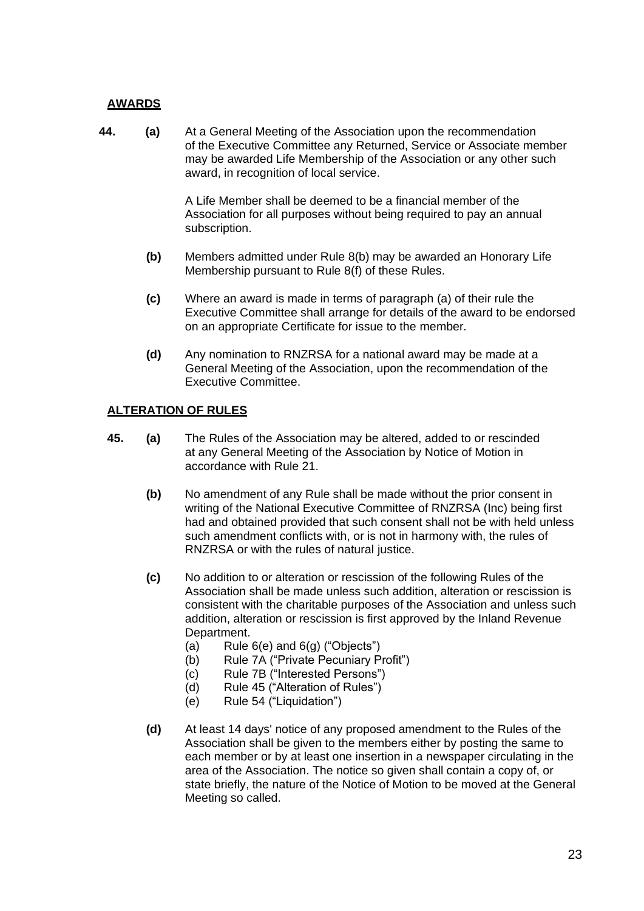## **AWARDS**

**44. (a)** At a General Meeting of the Association upon the recommendation of the Executive Committee any Returned, Service or Associate member may be awarded Life Membership of the Association or any other such award, in recognition of local service.

A Life Member shall be deemed to be a financial member of the Association for all purposes without being required to pay an annual subscription.

**(b)** Members admitted under Rule 8(b) may be awarded an Honorary Life Membership pursuant to Rule 8(f) of these Rules.

**(c)** Where an award is made in terms of paragraph (a) of their rule the Executive Committee shall arrange for details of the award to be endorsed on an appropriate Certificate for issue to the member.

**(d)** Any nomination to RNZRSA for a national award may be made at a General Meeting of the Association, upon the recommendation of the Executive Committee.

## **ALTERATION OF RULES**

**45. (a)** The Rules of the Association may be altered, added to or rescinded at any General Meeting of the Association by Notice of Motion in accordance with Rule 21.

**(b)** No amendment of any Rule shall be made without the prior consent in writing of the National Executive Committee of RNZRSA (Inc) being first had and obtained provided that such consent shall not be with held unless such amendment conflicts with, or is not in harmony with, the rules of RNZRSA or with the rules of natural justice.

**(c)** No addition to or alteration or rescission of the following Rules of the Association shall be made unless such addition, alteration or rescission is consistent with the charitable purposes of the Association and unless such addition, alteration or rescission is first approved by the Inland Revenue Department.

- (a) Rule 6(e) and 6(g) ("Objects")
- (b) Rule 7A ("Private Pecuniary Profit")
- (c) Rule 7B ("Interested Persons")
- (d) Rule 45 ("Alteration of Rules")
- (e) Rule 54 ("Liquidation")

**(d)** At least 14 days' notice of any proposed amendment to the Rules of the Association shall be given to the members either by posting the same to each member or by at least one insertion in a newspaper circulating in the area of the Association. The notice so given shall contain a copy of, or state briefly, the nature of the Notice of Motion to be moved at the General Meeting so called.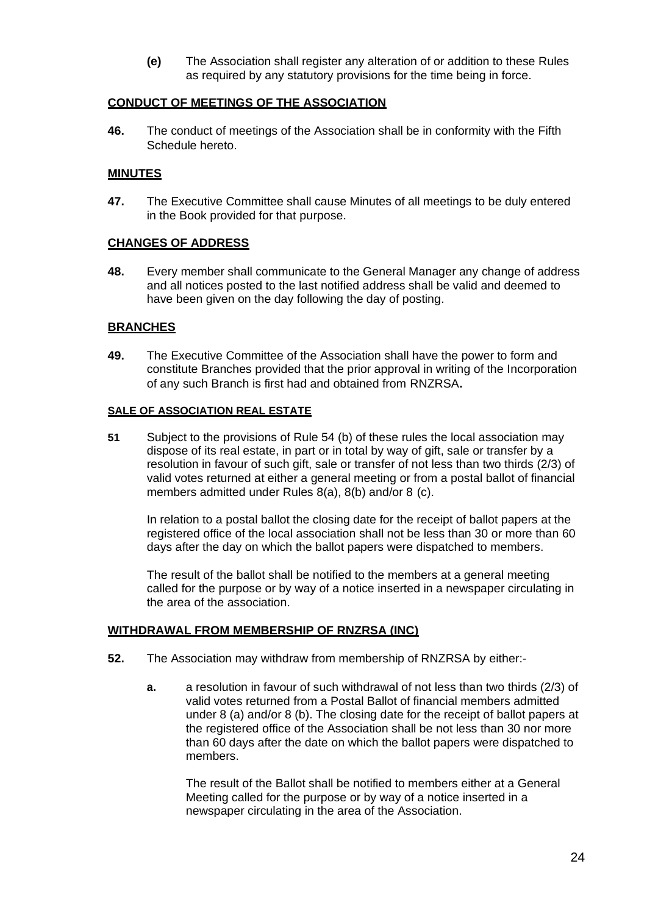**(e)** The Association shall register any alteration of or addition to these Rules as required by any statutory provisions for the time being in force.

**CONDUCT OF MEETINGS OF THE ASSOCIATION**

**46.** The conduct of meetings of the Association shall be in conformity with the Fifth Schedule hereto.

**MINUTES**

**47.** The Executive Committee shall cause Minutes of all meetings to be duly entered in the Book provided for that purpose.

**CHANGES OF ADDRESS**

**48.** Every member shall communicate to the General Manager any change of address and all notices posted to the last notified address shall be valid and deemed to have been given on the day following the day of posting.

**BRANCHES**

**49.** The Executive Committee of the Association shall have the power to form and constitute Branches provided that the prior approval in writing of the Incorporation of any such Branch is first had and obtained from RNZRSA**.**

**SALE OF ASSOCIATION REAL ESTATE**

**51** Subject to the provisions of Rule 54 (b) of these rules the local association may dispose of its real estate, in part or in total by way of gift, sale or transfer by a resolution in favour of such gift, sale or transfer of not less than two thirds (2/3) of valid votes returned at either a general meeting or from a postal ballot of financial members admitted under Rules 8(a), 8(b) and/or 8 (c).

In relation to a postal ballot the closing date for the receipt of ballot papers at the registered office of the local association shall not be less than 30 or more than 60 days after the day on which the ballot papers were dispatched to members.

The result of the ballot shall be notified to the members at a general meeting called for the purpose or by way of a notice inserted in a newspaper circulating in the area of the association.

**WITHDRAWAL FROM MEMBERSHIP OF RNZRSA (INC)**

**52.** The Association may withdraw from membership of RNZRSA by either:-

**a.** a resolution in favour of such withdrawal of not less than two thirds (2/3) of valid votes returned from a Postal Ballot of financial members admitted under 8 (a) and/or 8 (b). The closing date for the receipt of ballot papers at the registered office of the Association shall be not less than 30 nor more than 60 days after the date on which the ballot papers were dispatched to members.

The result of the Ballot shall be notified to members either at a General Meeting called for the purpose or by way of a notice inserted in a newspaper circulating in the area of the Association.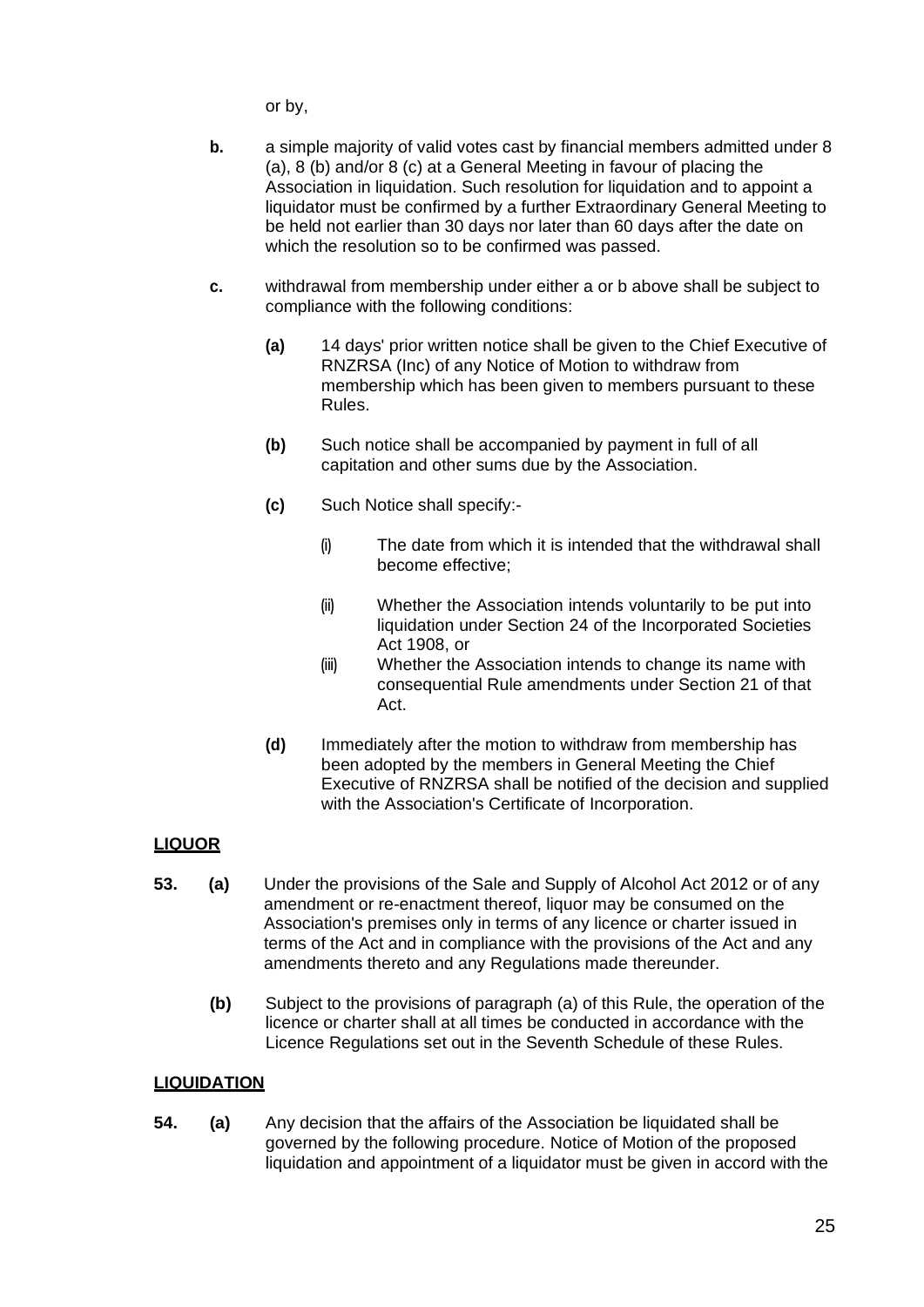or by,

**b.** a simple majority of valid votes cast by financial members admitted under 8 (a), 8 (b) and/or 8 (c) at a General Meeting in favour of placing the Association in liquidation. Such resolution for liquidation and to appoint a liquidator must be confirmed by a further Extraordinary General Meeting to be held not earlier than 30 days nor later than 60 days after the date on which the resolution so to be confirmed was passed.

**c.** withdrawal from membership under either a or b above shall be subject to compliance with the following conditions:

- **(a)** 14 days' prior written notice shall be given to the Chief Executive of RNZRSA (Inc) of any Notice of Motion to withdraw from membership which has been given to members pursuant to these Rules.

- **(b)** Such notice shall be accompanied by payment in full of all capitation and other sums due by the Association.

- **(c)** Such Notice shall specify:-

  - (i) The date from which it is intended that the withdrawal shall become effective;

  - (ii) Whether the Association intends voluntarily to be put into liquidation under Section 24 of the Incorporated Societies Act 1908, or
  - (iii) Whether the Association intends to change its name with consequential Rule amendments under Section 21 of that Act.

- **(d)** Immediately after the motion to withdraw from membership has been adopted by the members in General Meeting the Chief Executive of RNZRSA shall be notified of the decision and supplied with the Association's Certificate of Incorporation.

## LIQUOR

**53. (a)** Under the provisions of the Sale and Supply of Alcohol Act 2012 or of any amendment or re-enactment thereof, liquor may be consumed on the Association's premises only in terms of any licence or charter issued in terms of the Act and in compliance with the provisions of the Act and any amendments thereto and any Regulations made thereunder.

**(b)** Subject to the provisions of paragraph (a) of this Rule, the operation of the licence or charter shall at all times be conducted in accordance with the Licence Regulations set out in the Seventh Schedule of these Rules.

## LIQUIDATION

**54. (a)** Any decision that the affairs of the Association be liquidated shall be governed by the following procedure. Notice of Motion of the proposed liquidation and appointment of a liquidator must be given in accord with the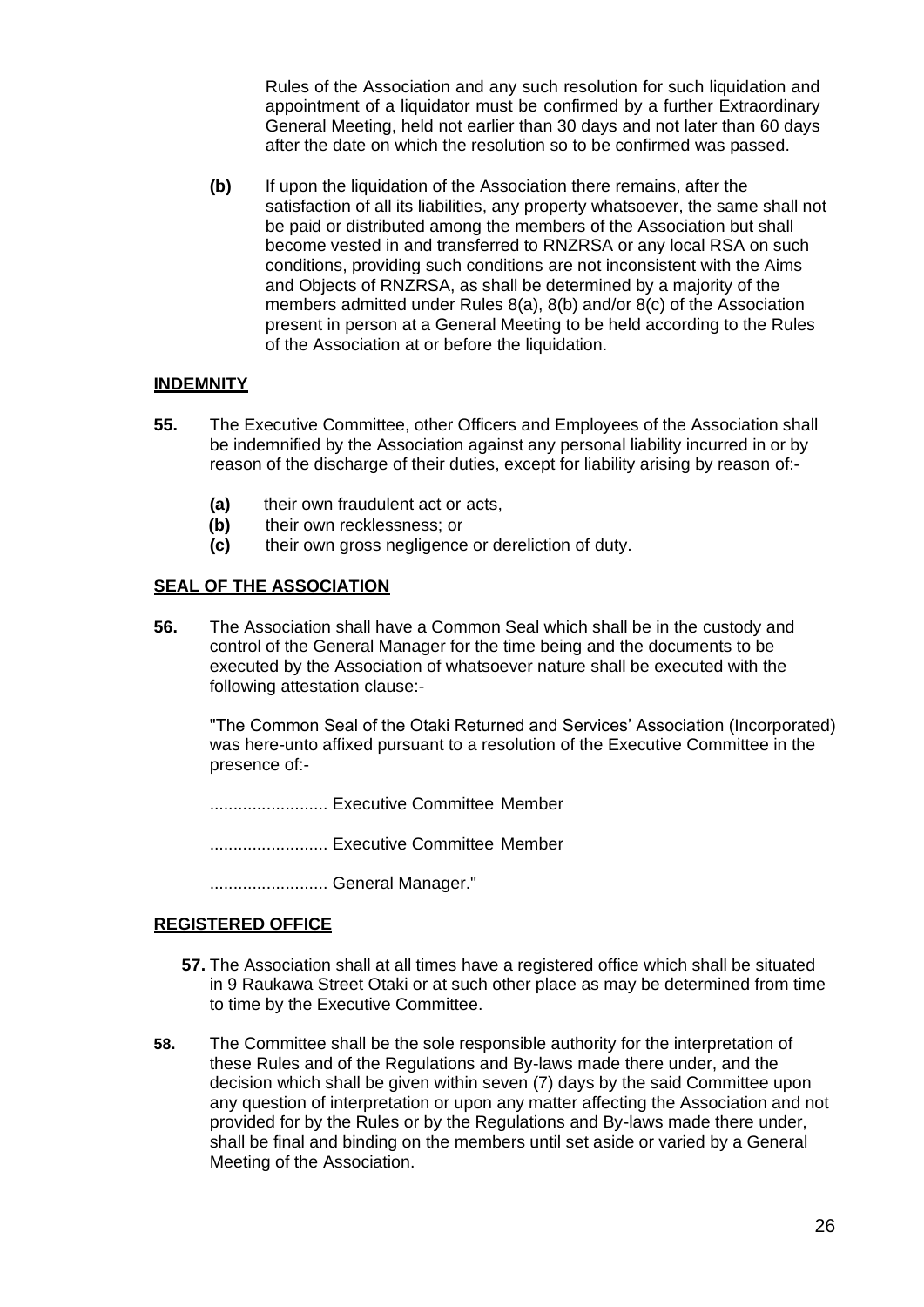Rules of the Association and any such resolution for such liquidation and appointment of a liquidator must be confirmed by a further Extraordinary General Meeting, held not earlier than 30 days and not later than 60 days after the date on which the resolution so to be confirmed was passed.

**(b)** If upon the liquidation of the Association there remains, after the satisfaction of all its liabilities, any property whatsoever, the same shall not be paid or distributed among the members of the Association but shall become vested in and transferred to RNZRSA or any local RSA on such conditions, providing such conditions are not inconsistent with the Aims and Objects of RNZRSA, as shall be determined by a majority of the members admitted under Rules 8(a), 8(b) and/or 8(c) of the Association present in person at a General Meeting to be held according to the Rules of the Association at or before the liquidation.

**INDEMNITY**

**55.** The Executive Committee, other Officers and Employees of the Association shall be indemnified by the Association against any personal liability incurred in or by reason of the discharge of their duties, except for liability arising by reason of:-

- **(a)** their own fraudulent act or acts,
- **(b)** their own recklessness; or
- **(c)** their own gross negligence or dereliction of duty.

**SEAL OF THE ASSOCIATION**

**56.** The Association shall have a Common Seal which shall be in the custody and control of the General Manager for the time being and the documents to be executed by the Association of whatsoever nature shall be executed with the following attestation clause:-

"The Common Seal of the Otaki Returned and Services' Association (Incorporated) was here-unto affixed pursuant to a resolution of the Executive Committee in the presence of:-

......................... Executive Committee Member

......................... Executive Committee Member

......................... General Manager."

**REGISTERED OFFICE**

**57.** The Association shall at all times have a registered office which shall be situated in 9 Raukawa Street Otaki or at such other place as may be determined from time to time by the Executive Committee.

**58.** The Committee shall be the sole responsible authority for the interpretation of these Rules and of the Regulations and By-laws made there under, and the decision which shall be given within seven (7) days by the said Committee upon any question of interpretation or upon any matter affecting the Association and not provided for by the Rules or by the Regulations and By-laws made there under, shall be final and binding on the members until set aside or varied by a General Meeting of the Association.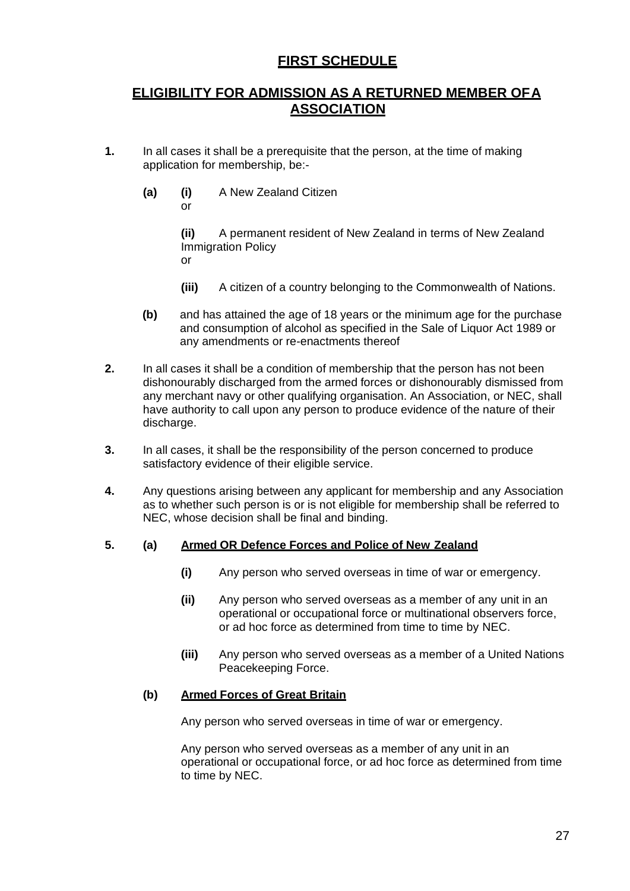# FIRST SCHEDULE

## ELIGIBILITY FOR ADMISSION AS A RETURNED MEMBER OF A ASSOCIATION

**1.** In all cases it shall be a prerequisite that the person, at the time of making application for membership, be:-

**(a)** **(i)** A New Zealand Citizen
or

**(ii)** A permanent resident of New Zealand in terms of New Zealand Immigration Policy
or

**(iii)** A citizen of a country belonging to the Commonwealth of Nations.

**(b)** and has attained the age of 18 years or the minimum age for the purchase and consumption of alcohol as specified in the Sale of Liquor Act 1989 or any amendments or re-enactments thereof

**2.** In all cases it shall be a condition of membership that the person has not been dishonourably discharged from the armed forces or dishonourably dismissed from any merchant navy or other qualifying organisation. An Association, or NEC, shall have authority to call upon any person to produce evidence of the nature of their discharge.

**3.** In all cases, it shall be the responsibility of the person concerned to produce satisfactory evidence of their eligible service.

**4.** Any questions arising between any applicant for membership and any Association as to whether such person is or is not eligible for membership shall be referred to NEC, whose decision shall be final and binding.

**5.** **(a)** **Armed OR Defence Forces and Police of New Zealand**

**(i)** Any person who served overseas in time of war or emergency.

**(ii)** Any person who served overseas as a member of any unit in an operational or occupational force or multinational observers force, or ad hoc force as determined from time to time by NEC.

**(iii)** Any person who served overseas as a member of a United Nations Peacekeeping Force.

**(b)** **Armed Forces of Great Britain**

Any person who served overseas in time of war or emergency.

Any person who served overseas as a member of any unit in an operational or occupational force, or ad hoc force as determined from time to time by NEC.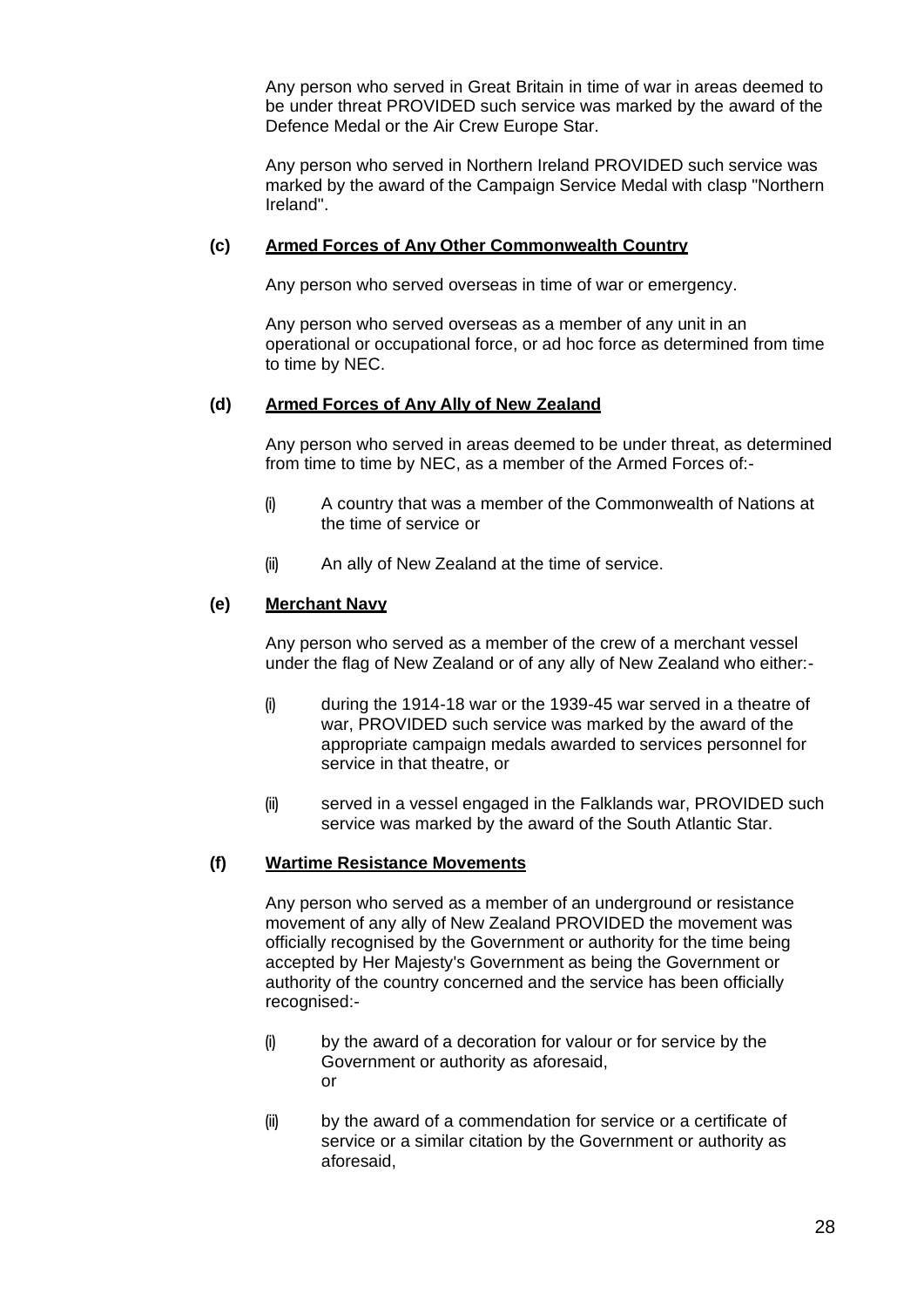Any person who served in Great Britain in time of war in areas deemed to be under threat PROVIDED such service was marked by the award of the Defence Medal or the Air Crew Europe Star.

Any person who served in Northern Ireland PROVIDED such service was marked by the award of the Campaign Service Medal with clasp "Northern Ireland".

**(c) <u>Armed Forces of Any Other Commonwealth Country</u>**

Any person who served overseas in time of war or emergency.

Any person who served overseas as a member of any unit in an operational or occupational force, or ad hoc force as determined from time to time by NEC.

**(d) <u>Armed Forces of Any Ally of New Zealand</u>**

Any person who served in areas deemed to be under threat, as determined from time to time by NEC, as a member of the Armed Forces of:-

(i) A country that was a member of the Commonwealth of Nations at the time of service or

(ii) An ally of New Zealand at the time of service.

**(e) <u>Merchant Navy</u>**

Any person who served as a member of the crew of a merchant vessel under the flag of New Zealand or of any ally of New Zealand who either:-

(i) during the 1914-18 war or the 1939-45 war served in a theatre of war, PROVIDED such service was marked by the award of the appropriate campaign medals awarded to services personnel for service in that theatre, or

(ii) served in a vessel engaged in the Falklands war, PROVIDED such service was marked by the award of the South Atlantic Star.

**(f) <u>Wartime Resistance Movements</u>**

Any person who served as a member of an underground or resistance movement of any ally of New Zealand PROVIDED the movement was officially recognised by the Government or authority for the time being accepted by Her Majesty's Government as being the Government or authority of the country concerned and the service has been officially recognised:-

(i) by the award of a decoration for valour or for service by the Government or authority as aforesaid,
or

(ii) by the award of a commendation for service or a certificate of service or a similar citation by the Government or authority as aforesaid,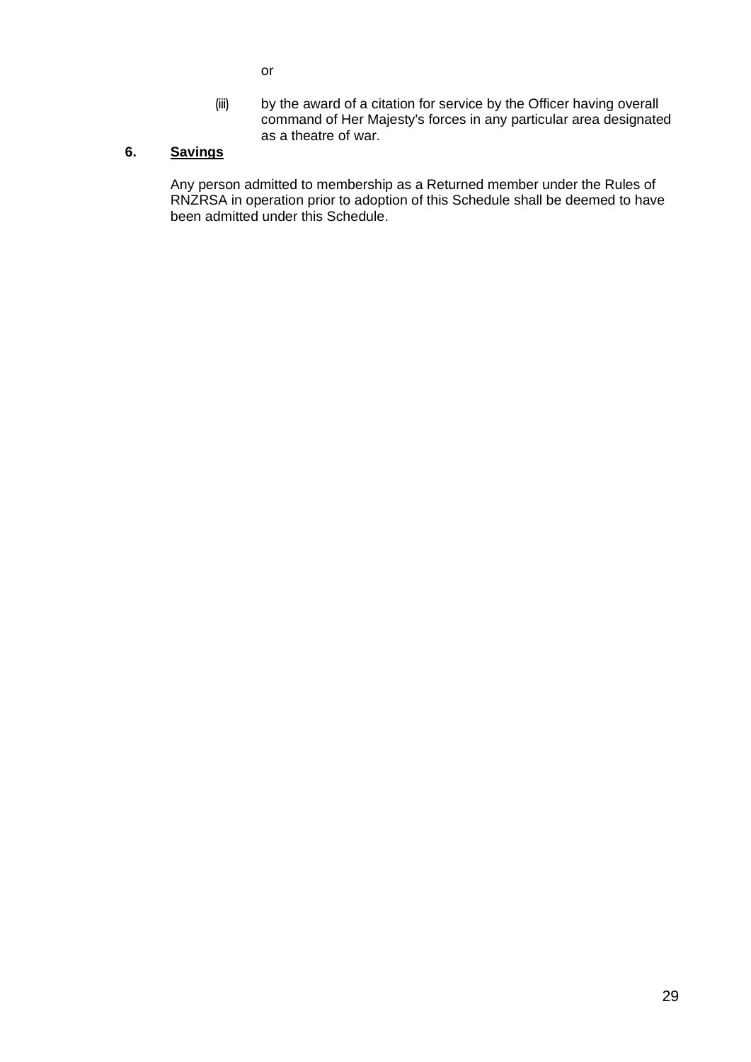or

(iii) by the award of a citation for service by the Officer having overall command of Her Majesty's forces in any particular area designated as a theatre of war.

**6. Savings**

Any person admitted to membership as a Returned member under the Rules of RNZRSA in operation prior to adoption of this Schedule shall be deemed to have been admitted under this Schedule.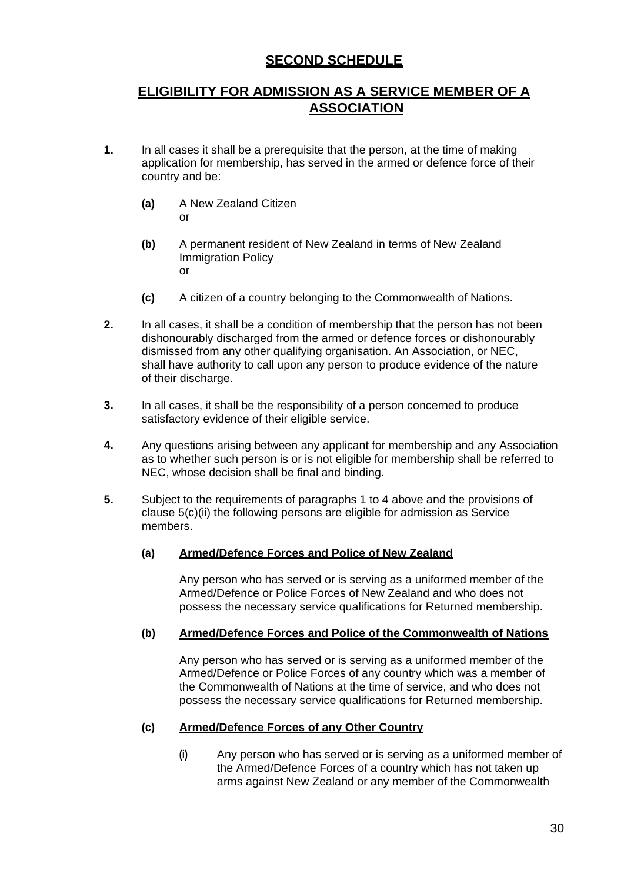# SECOND SCHEDULE

## ELIGIBILITY FOR ADMISSION AS A SERVICE MEMBER OF A ASSOCIATION

**1.** In all cases it shall be a prerequisite that the person, at the time of making application for membership, has served in the armed or defence force of their country and be:

- **(a)** A New Zealand Citizen
  or

- **(b)** A permanent resident of New Zealand in terms of New Zealand Immigration Policy
  or

- **(c)** A citizen of a country belonging to the Commonwealth of Nations.

**2.** In all cases, it shall be a condition of membership that the person has not been dishonourably discharged from the armed or defence forces or dishonourably dismissed from any other qualifying organisation. An Association, or NEC, shall have authority to call upon any person to produce evidence of the nature of their discharge.

**3.** In all cases, it shall be the responsibility of a person concerned to produce satisfactory evidence of their eligible service.

**4.** Any questions arising between any applicant for membership and any Association as to whether such person is or is not eligible for membership shall be referred to NEC, whose decision shall be final and binding.

**5.** Subject to the requirements of paragraphs 1 to 4 above and the provisions of clause 5(c)(ii) the following persons are eligible for admission as Service members.

**(a) Armed/Defence Forces and Police of New Zealand**

Any person who has served or is serving as a uniformed member of the Armed/Defence or Police Forces of New Zealand and who does not possess the necessary service qualifications for Returned membership.

**(b) Armed/Defence Forces and Police of the Commonwealth of Nations**

Any person who has served or is serving as a uniformed member of the Armed/Defence or Police Forces of any country which was a member of the Commonwealth of Nations at the time of service, and who does not possess the necessary service qualifications for Returned membership.

**(c) Armed/Defence Forces of any Other Country**

- **(i)** Any person who has served or is serving as a uniformed member of the Armed/Defence Forces of a country which has not taken up arms against New Zealand or any member of the Commonwealth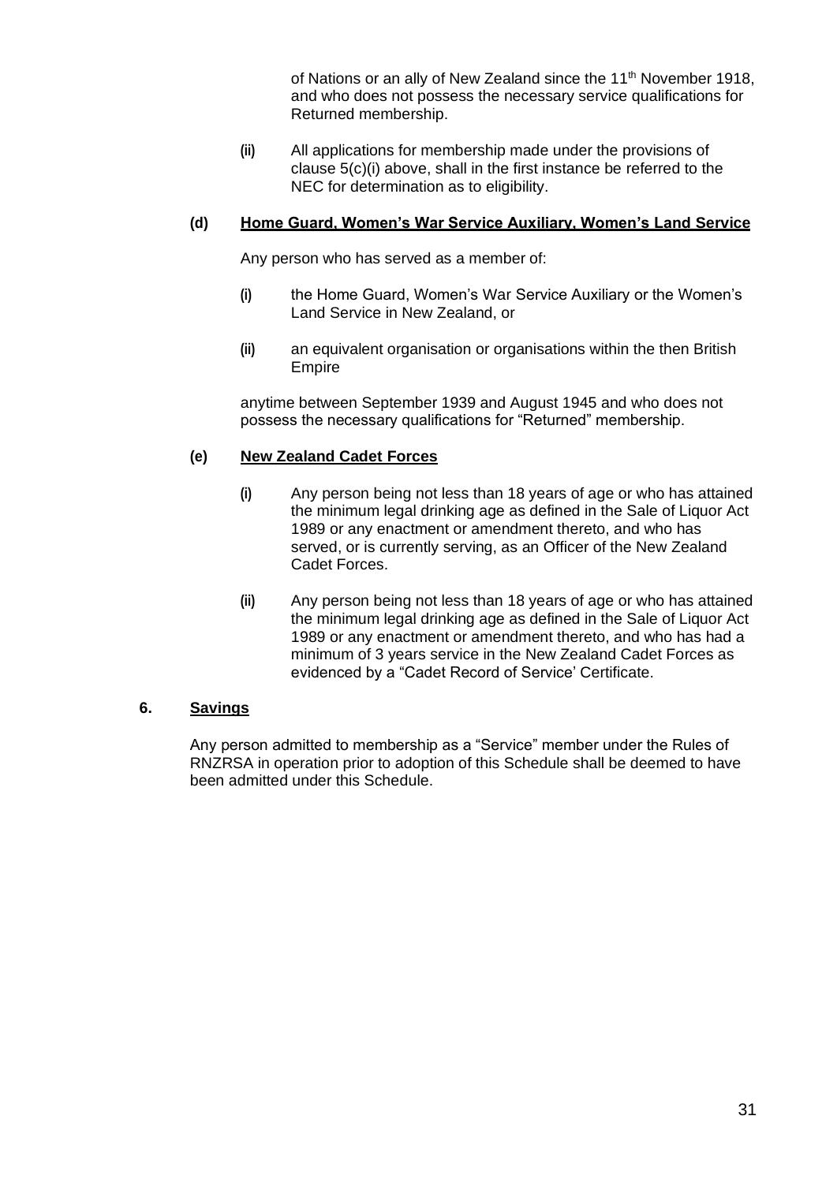of Nations or an ally of New Zealand since the 11th November 1918, and who does not possess the necessary service qualifications for Returned membership.

**(ii)** All applications for membership made under the provisions of clause 5(c)(i) above, shall in the first instance be referred to the NEC for determination as to eligibility.

**(d) <u>Home Guard, Women's War Service Auxiliary, Women's Land Service</u>**

Any person who has served as a member of:

**(i)** the Home Guard, Women's War Service Auxiliary or the Women's Land Service in New Zealand, or

**(ii)** an equivalent organisation or organisations within the then British Empire

anytime between September 1939 and August 1945 and who does not possess the necessary qualifications for "Returned" membership.

**(e) <u>New Zealand Cadet Forces</u>**

**(i)** Any person being not less than 18 years of age or who has attained the minimum legal drinking age as defined in the Sale of Liquor Act 1989 or any enactment or amendment thereto, and who has served, or is currently serving, as an Officer of the New Zealand Cadet Forces.

**(ii)** Any person being not less than 18 years of age or who has attained the minimum legal drinking age as defined in the Sale of Liquor Act 1989 or any enactment or amendment thereto, and who has had a minimum of 3 years service in the New Zealand Cadet Forces as evidenced by a "Cadet Record of Service' Certificate.

**6. <u>Savings</u>**

Any person admitted to membership as a "Service" member under the Rules of RNZRSA in operation prior to adoption of this Schedule shall be deemed to have been admitted under this Schedule.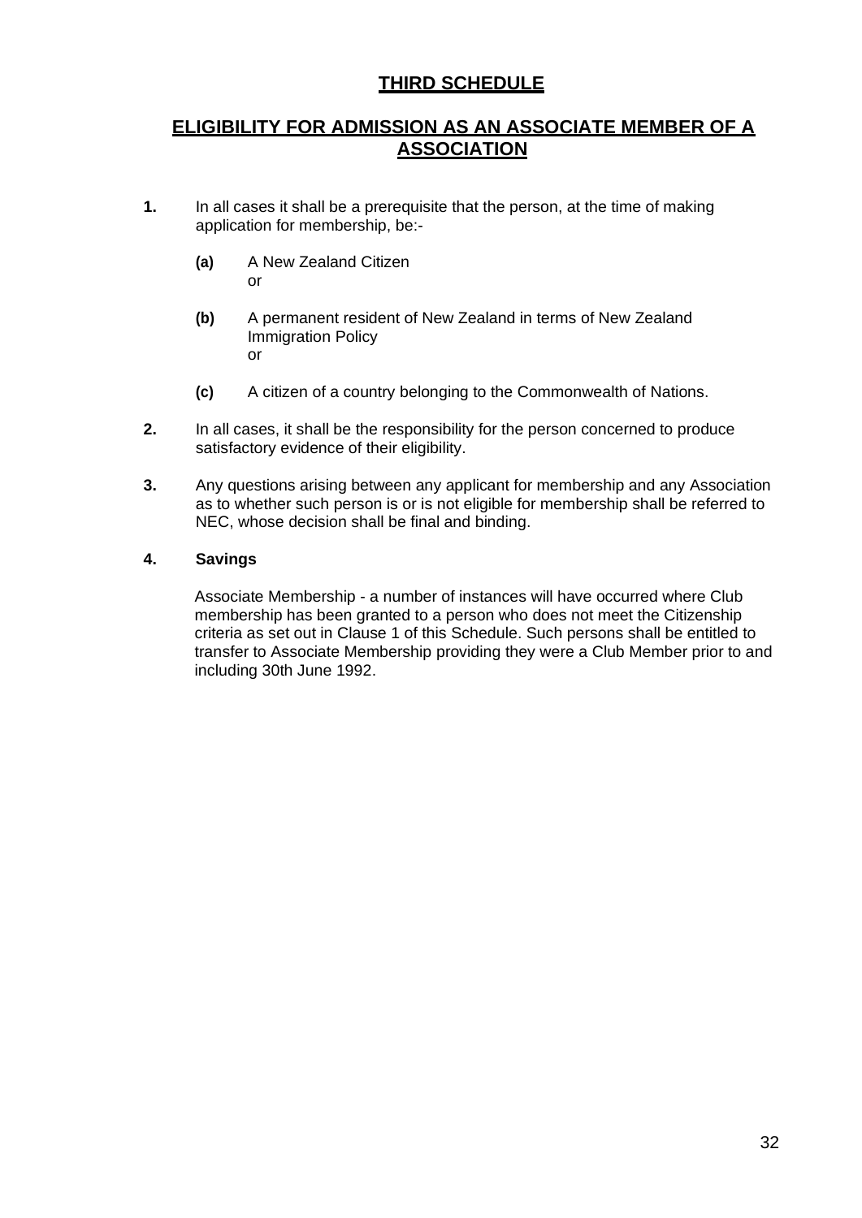# THIRD SCHEDULE

## ELIGIBILITY FOR ADMISSION AS AN ASSOCIATE MEMBER OF A ASSOCIATION

**1.** In all cases it shall be a prerequisite that the person, at the time of making application for membership, be:-

- **(a)** A New Zealand Citizen
  or

- **(b)** A permanent resident of New Zealand in terms of New Zealand Immigration Policy
  or

- **(c)** A citizen of a country belonging to the Commonwealth of Nations.

**2.** In all cases, it shall be the responsibility for the person concerned to produce satisfactory evidence of their eligibility.

**3.** Any questions arising between any applicant for membership and any Association as to whether such person is or is not eligible for membership shall be referred to NEC, whose decision shall be final and binding.

**4. Savings**

Associate Membership - a number of instances will have occurred where Club membership has been granted to a person who does not meet the Citizenship criteria as set out in Clause 1 of this Schedule. Such persons shall be entitled to transfer to Associate Membership providing they were a Club Member prior to and including 30th June 1992.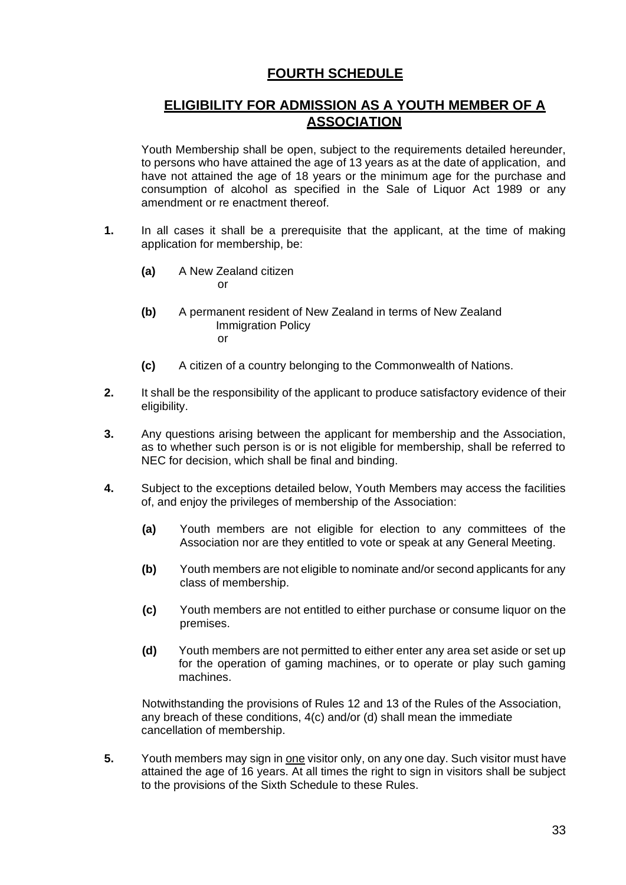# FOURTH SCHEDULE

## ELIGIBILITY FOR ADMISSION AS A YOUTH MEMBER OF A ASSOCIATION

Youth Membership shall be open, subject to the requirements detailed hereunder, to persons who have attained the age of 13 years as at the date of application, and have not attained the age of 18 years or the minimum age for the purchase and consumption of alcohol as specified in the Sale of Liquor Act 1989 or any amendment or re enactment thereof.

**1.** In all cases it shall be a prerequisite that the applicant, at the time of making application for membership, be:

**(a)** A New Zealand citizen
or

**(b)** A permanent resident of New Zealand in terms of New Zealand Immigration Policy
or

**(c)** A citizen of a country belonging to the Commonwealth of Nations.

**2.** It shall be the responsibility of the applicant to produce satisfactory evidence of their eligibility.

**3.** Any questions arising between the applicant for membership and the Association, as to whether such person is or is not eligible for membership, shall be referred to NEC for decision, which shall be final and binding.

**4.** Subject to the exceptions detailed below, Youth Members may access the facilities of, and enjoy the privileges of membership of the Association:

**(a)** Youth members are not eligible for election to any committees of the Association nor are they entitled to vote or speak at any General Meeting.

**(b)** Youth members are not eligible to nominate and/or second applicants for any class of membership.

**(c)** Youth members are not entitled to either purchase or consume liquor on the premises.

**(d)** Youth members are not permitted to either enter any area set aside or set up for the operation of gaming machines, or to operate or play such gaming machines.

Notwithstanding the provisions of Rules 12 and 13 of the Rules of the Association, any breach of these conditions, 4(c) and/or (d) shall mean the immediate cancellation of membership.

**5.** Youth members may sign in <u>one</u> visitor only, on any one day. Such visitor must have attained the age of 16 years. At all times the right to sign in visitors shall be subject to the provisions of the Sixth Schedule to these Rules.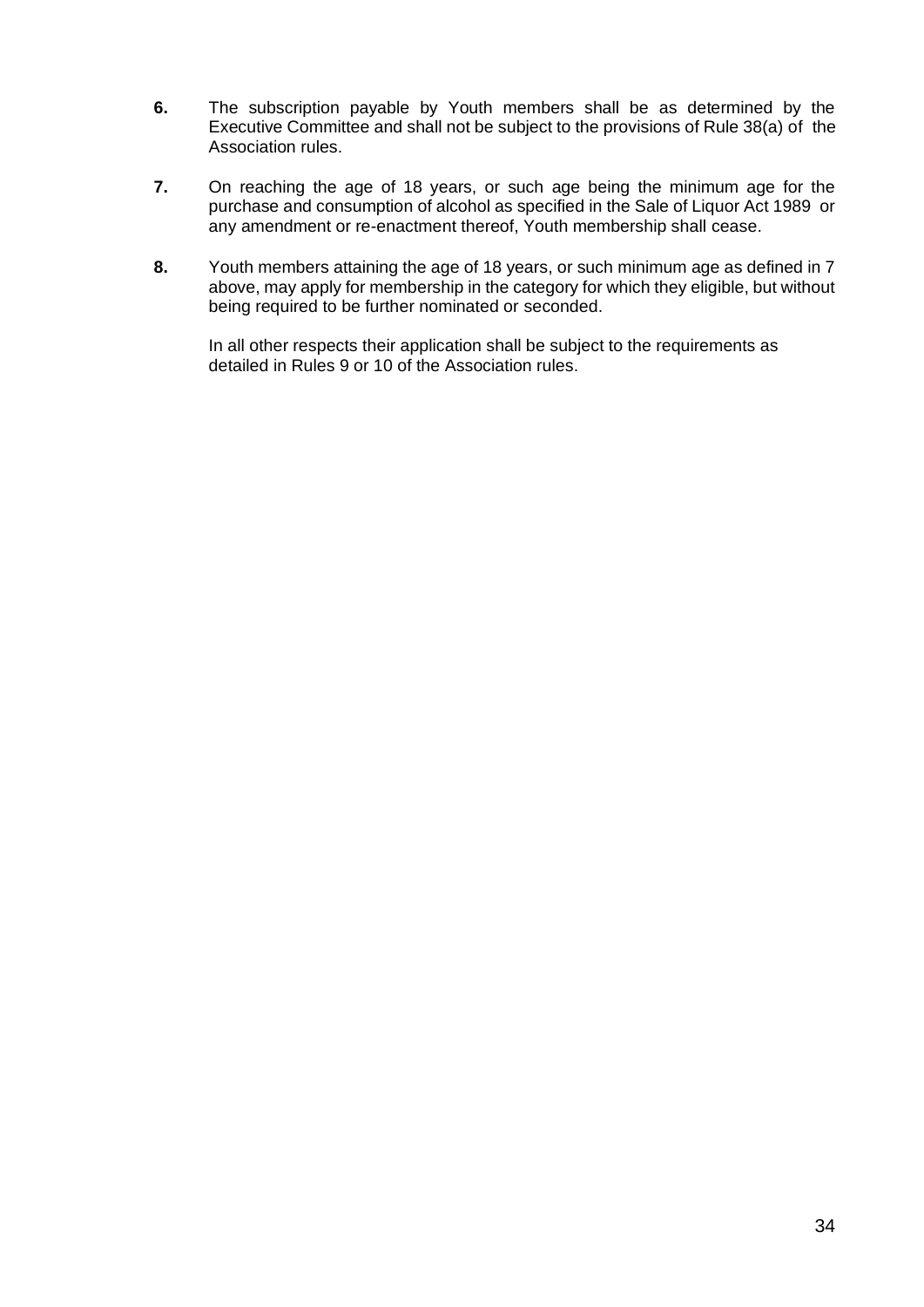**6.** The subscription payable by Youth members shall be as determined by the Executive Committee and shall not be subject to the provisions of Rule 38(a) of the Association rules.

**7.** On reaching the age of 18 years, or such age being the minimum age for the purchase and consumption of alcohol as specified in the Sale of Liquor Act 1989 or any amendment or re-enactment thereof, Youth membership shall cease.

**8.** Youth members attaining the age of 18 years, or such minimum age as defined in 7 above, may apply for membership in the category for which they eligible, but without being required to be further nominated or seconded.

In all other respects their application shall be subject to the requirements as detailed in Rules 9 or 10 of the Association rules.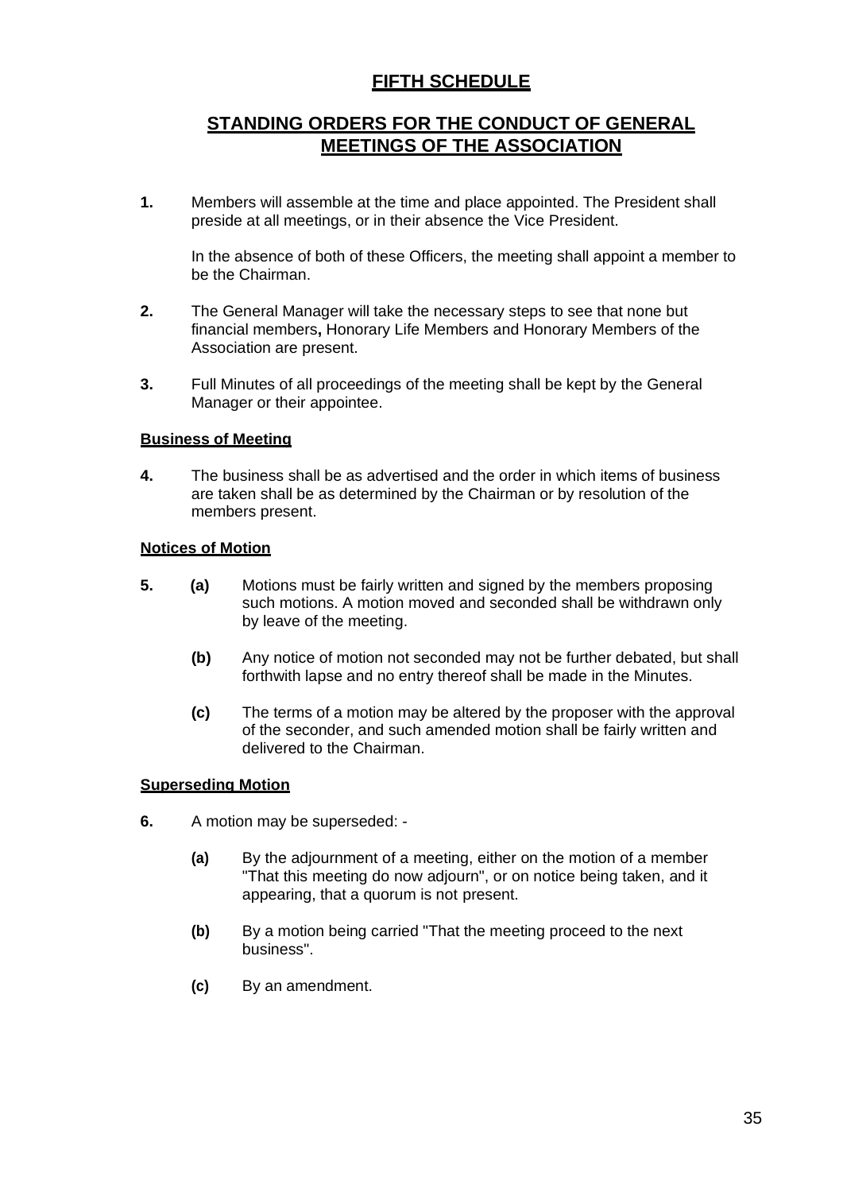# FIFTH SCHEDULE

## STANDING ORDERS FOR THE CONDUCT OF GENERAL MEETINGS OF THE ASSOCIATION

**1.** Members will assemble at the time and place appointed. The President shall preside at all meetings, or in their absence the Vice President.

In the absence of both of these Officers, the meeting shall appoint a member to be the Chairman.

**2.** The General Manager will take the necessary steps to see that none but financial members**,** Honorary Life Members and Honorary Members of the Association are present.

**3.** Full Minutes of all proceedings of the meeting shall be kept by the General Manager or their appointee.

### Business of Meeting

**4.** The business shall be as advertised and the order in which items of business are taken shall be as determined by the Chairman or by resolution of the members present.

### Notices of Motion

**5.** **(a)** Motions must be fairly written and signed by the members proposing such motions. A motion moved and seconded shall be withdrawn only by leave of the meeting.

**(b)** Any notice of motion not seconded may not be further debated, but shall forthwith lapse and no entry thereof shall be made in the Minutes.

**(c)** The terms of a motion may be altered by the proposer with the approval of the seconder, and such amended motion shall be fairly written and delivered to the Chairman.

### Superseding Motion

**6.** A motion may be superseded: -

**(a)** By the adjournment of a meeting, either on the motion of a member "That this meeting do now adjourn", or on notice being taken, and it appearing, that a quorum is not present.

**(b)** By a motion being carried "That the meeting proceed to the next business".

**(c)** By an amendment.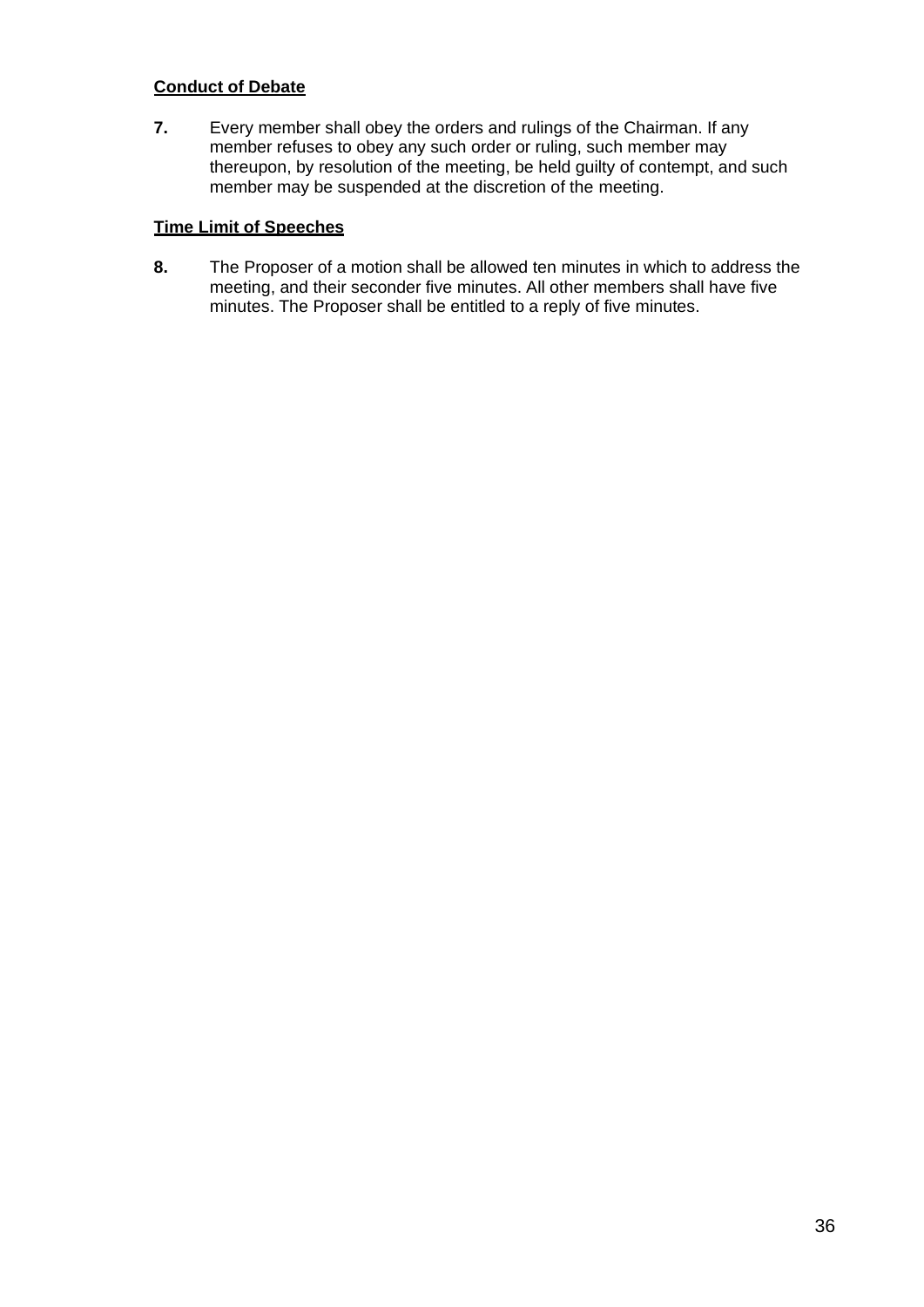**<u>Conduct of Debate</u>**

**7.** Every member shall obey the orders and rulings of the Chairman. If any member refuses to obey any such order or ruling, such member may thereupon, by resolution of the meeting, be held guilty of contempt, and such member may be suspended at the discretion of the meeting.

**<u>Time Limit of Speeches</u>**

**8.** The Proposer of a motion shall be allowed ten minutes in which to address the meeting, and their seconder five minutes. All other members shall have five minutes. The Proposer shall be entitled to a reply of five minutes.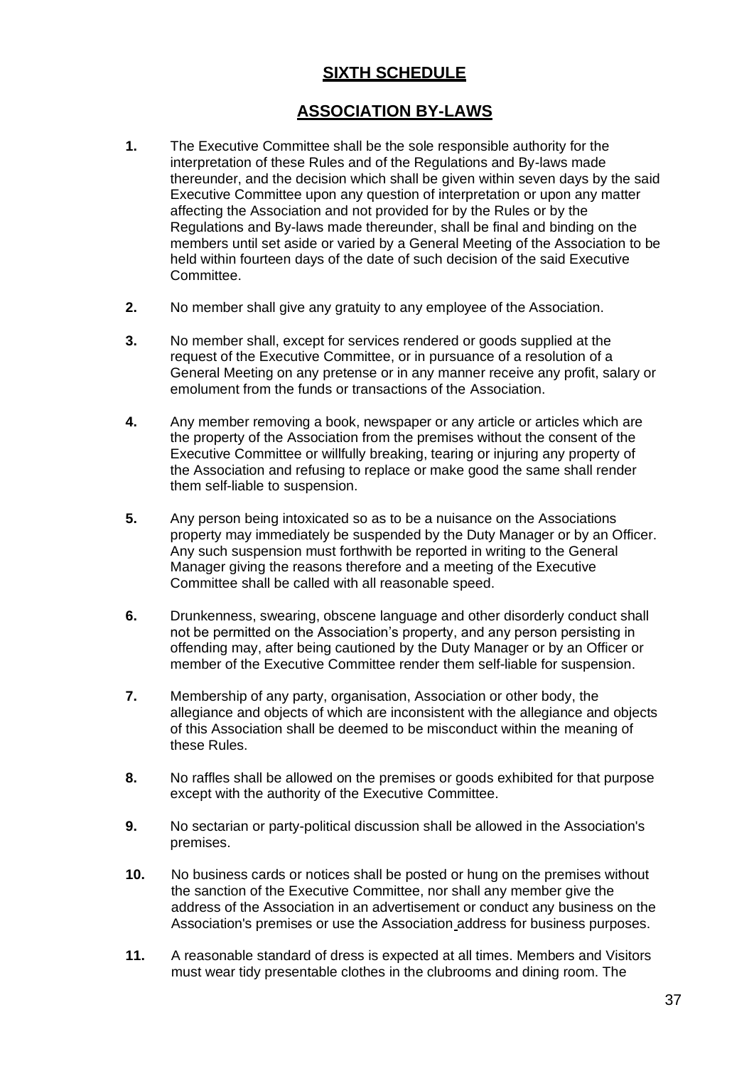# SIXTH SCHEDULE

## ASSOCIATION BY-LAWS

**1.** The Executive Committee shall be the sole responsible authority for the interpretation of these Rules and of the Regulations and By-laws made thereunder, and the decision which shall be given within seven days by the said Executive Committee upon any question of interpretation or upon any matter affecting the Association and not provided for by the Rules or by the Regulations and By-laws made thereunder, shall be final and binding on the members until set aside or varied by a General Meeting of the Association to be held within fourteen days of the date of such decision of the said Executive Committee.

**2.** No member shall give any gratuity to any employee of the Association.

**3.** No member shall, except for services rendered or goods supplied at the request of the Executive Committee, or in pursuance of a resolution of a General Meeting on any pretense or in any manner receive any profit, salary or emolument from the funds or transactions of the Association.

**4.** Any member removing a book, newspaper or any article or articles which are the property of the Association from the premises without the consent of the Executive Committee or willfully breaking, tearing or injuring any property of the Association and refusing to replace or make good the same shall render them self-liable to suspension.

**5.** Any person being intoxicated so as to be a nuisance on the Associations property may immediately be suspended by the Duty Manager or by an Officer. Any such suspension must forthwith be reported in writing to the General Manager giving the reasons therefore and a meeting of the Executive Committee shall be called with all reasonable speed.

**6.** Drunkenness, swearing, obscene language and other disorderly conduct shall not be permitted on the Association's property, and any person persisting in offending may, after being cautioned by the Duty Manager or by an Officer or member of the Executive Committee render them self-liable for suspension.

**7.** Membership of any party, organisation, Association or other body, the allegiance and objects of which are inconsistent with the allegiance and objects of this Association shall be deemed to be misconduct within the meaning of these Rules.

**8.** No raffles shall be allowed on the premises or goods exhibited for that purpose except with the authority of the Executive Committee.

**9.** No sectarian or party-political discussion shall be allowed in the Association's premises.

**10.** No business cards or notices shall be posted or hung on the premises without the sanction of the Executive Committee, nor shall any member give the address of the Association in an advertisement or conduct any business on the Association's premises or use the Association address for business purposes.

**11.** A reasonable standard of dress is expected at all times. Members and Visitors must wear tidy presentable clothes in the clubrooms and dining room. The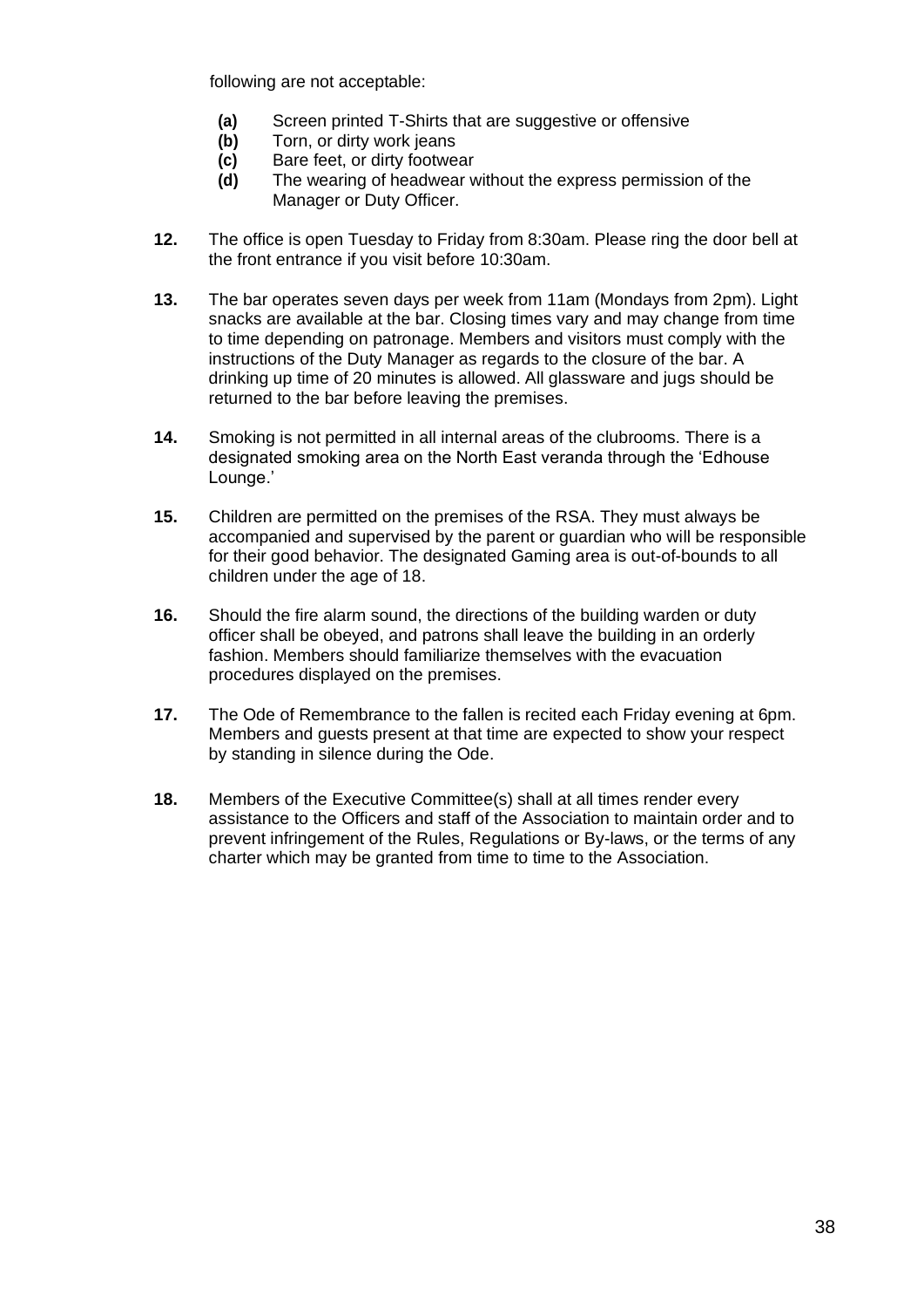following are not acceptable:

- **(a)** Screen printed T-Shirts that are suggestive or offensive
- **(b)** Torn, or dirty work jeans
- **(c)** Bare feet, or dirty footwear
- **(d)** The wearing of headwear without the express permission of the Manager or Duty Officer.

**12.** The office is open Tuesday to Friday from 8:30am. Please ring the door bell at the front entrance if you visit before 10:30am.

**13.** The bar operates seven days per week from 11am (Mondays from 2pm). Light snacks are available at the bar. Closing times vary and may change from time to time depending on patronage. Members and visitors must comply with the instructions of the Duty Manager as regards to the closure of the bar. A drinking up time of 20 minutes is allowed. All glassware and jugs should be returned to the bar before leaving the premises.

**14.** Smoking is not permitted in all internal areas of the clubrooms. There is a designated smoking area on the North East veranda through the 'Edhouse Lounge.'

**15.** Children are permitted on the premises of the RSA. They must always be accompanied and supervised by the parent or guardian who will be responsible for their good behavior. The designated Gaming area is out-of-bounds to all children under the age of 18.

**16.** Should the fire alarm sound, the directions of the building warden or duty officer shall be obeyed, and patrons shall leave the building in an orderly fashion. Members should familiarize themselves with the evacuation procedures displayed on the premises.

**17.** The Ode of Remembrance to the fallen is recited each Friday evening at 6pm. Members and guests present at that time are expected to show your respect by standing in silence during the Ode.

**18.** Members of the Executive Committee(s) shall at all times render every assistance to the Officers and staff of the Association to maintain order and to prevent infringement of the Rules, Regulations or By-laws, or the terms of any charter which may be granted from time to time to the Association.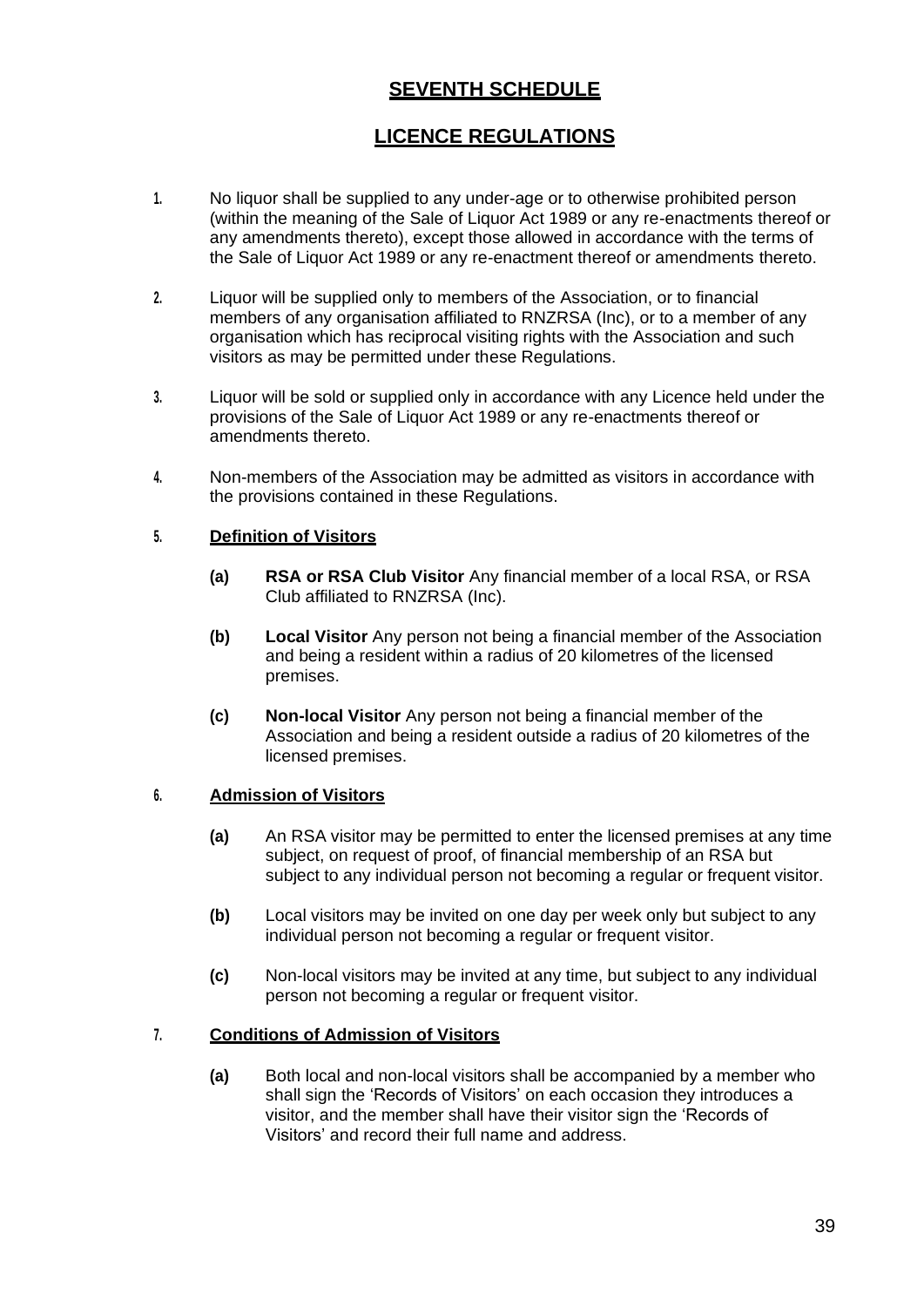# SEVENTH SCHEDULE

## LICENCE REGULATIONS

1. No liquor shall be supplied to any under-age or to otherwise prohibited person (within the meaning of the Sale of Liquor Act 1989 or any re-enactments thereof or any amendments thereto), except those allowed in accordance with the terms of the Sale of Liquor Act 1989 or any re-enactment thereof or amendments thereto.

2. Liquor will be supplied only to members of the Association, or to financial members of any organisation affiliated to RNZRSA (Inc), or to a member of any organisation which has reciprocal visiting rights with the Association and such visitors as may be permitted under these Regulations.

3. Liquor will be sold or supplied only in accordance with any Licence held under the provisions of the Sale of Liquor Act 1989 or any re-enactments thereof or amendments thereto.

4. Non-members of the Association may be admitted as visitors in accordance with the provisions contained in these Regulations.

5. **Definition of Visitors**

   **(a)** **RSA or RSA Club Visitor** Any financial member of a local RSA, or RSA Club affiliated to RNZRSA (Inc).

   **(b)** **Local Visitor** Any person not being a financial member of the Association and being a resident within a radius of 20 kilometres of the licensed premises.

   **(c)** **Non-local Visitor** Any person not being a financial member of the Association and being a resident outside a radius of 20 kilometres of the licensed premises.

6. **Admission of Visitors**

   **(a)** An RSA visitor may be permitted to enter the licensed premises at any time subject, on request of proof, of financial membership of an RSA but subject to any individual person not becoming a regular or frequent visitor.

   **(b)** Local visitors may be invited on one day per week only but subject to any individual person not becoming a regular or frequent visitor.

   **(c)** Non-local visitors may be invited at any time, but subject to any individual person not becoming a regular or frequent visitor.

7. **Conditions of Admission of Visitors**

   **(a)** Both local and non-local visitors shall be accompanied by a member who shall sign the 'Records of Visitors' on each occasion they introduces a visitor, and the member shall have their visitor sign the 'Records of Visitors' and record their full name and address.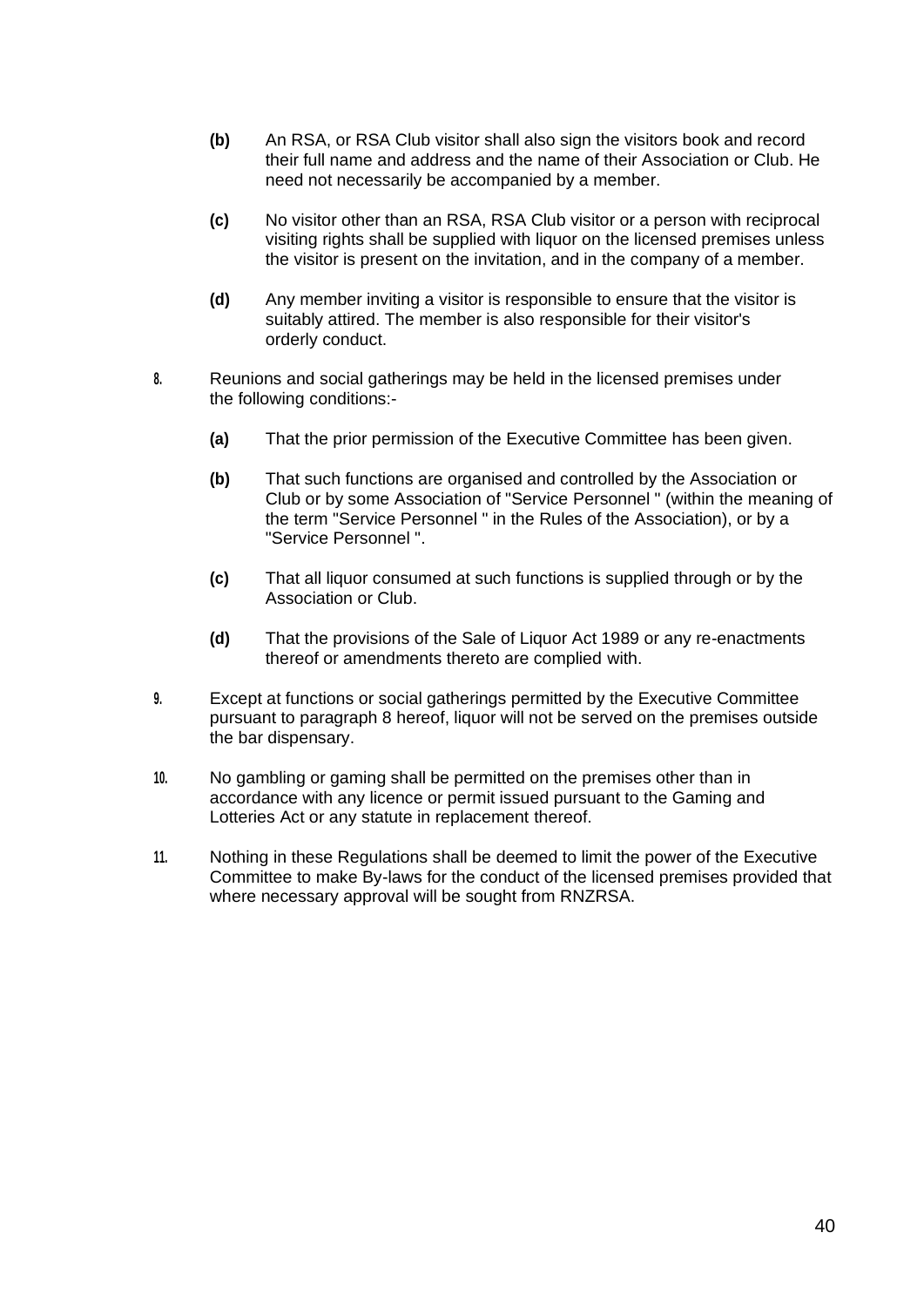**(b)** An RSA, or RSA Club visitor shall also sign the visitors book and record their full name and address and the name of their Association or Club. He need not necessarily be accompanied by a member.

**(c)** No visitor other than an RSA, RSA Club visitor or a person with reciprocal visiting rights shall be supplied with liquor on the licensed premises unless the visitor is present on the invitation, and in the company of a member.

**(d)** Any member inviting a visitor is responsible to ensure that the visitor is suitably attired. The member is also responsible for their visitor's orderly conduct.

8. Reunions and social gatherings may be held in the licensed premises under the following conditions:-

   **(a)** That the prior permission of the Executive Committee has been given.

   **(b)** That such functions are organised and controlled by the Association or Club or by some Association of "Service Personnel " (within the meaning of the term "Service Personnel " in the Rules of the Association), or by a "Service Personnel ".

   **(c)** That all liquor consumed at such functions is supplied through or by the Association or Club.

   **(d)** That the provisions of the Sale of Liquor Act 1989 or any re-enactments thereof or amendments thereto are complied with.

9. Except at functions or social gatherings permitted by the Executive Committee pursuant to paragraph 8 hereof, liquor will not be served on the premises outside the bar dispensary.

10. No gambling or gaming shall be permitted on the premises other than in accordance with any licence or permit issued pursuant to the Gaming and Lotteries Act or any statute in replacement thereof.

11. Nothing in these Regulations shall be deemed to limit the power of the Executive Committee to make By-laws for the conduct of the licensed premises provided that where necessary approval will be sought from RNZRSA.